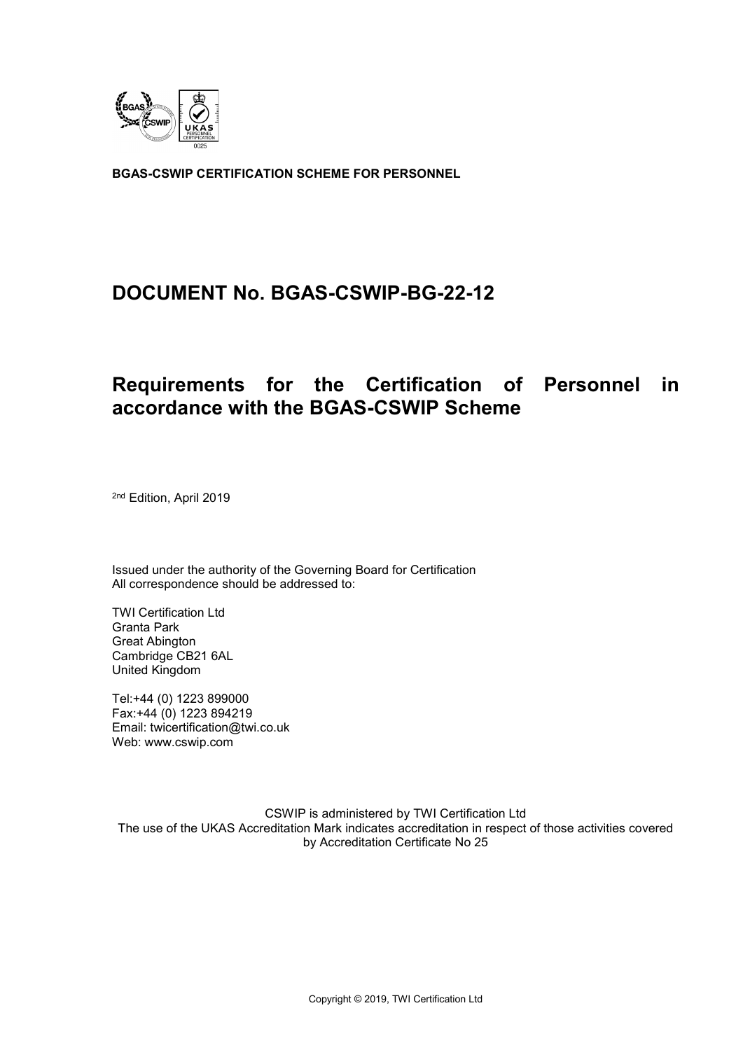**BGAS-CSWIP CERTIFICATION SCHEME FOR PERSONNEL**

# DOCUMENT No. BGAS-CSWIP-BG-22-12

# Requirements for the Certification of Personnel in accordance with the BGAS-CSWIP Scheme

2nd Edition, April 2019

Issued under the authority of the Governing Board for Certification
All correspondence should be addressed to:

TWI Certification Ltd
Granta Park
Great Abington
Cambridge CB21 6AL
United Kingdom

Tel:+44 (0) 1223 899000
Fax:+44 (0) 1223 894219
Email: twicertification@twi.co.uk
Web: www.cswip.com

CSWIP is administered by TWI Certification Ltd
The use of the UKAS Accreditation Mark indicates accreditation in respect of those activities covered by Accreditation Certificate No 25

Copyright © 2019, TWI Certification Ltd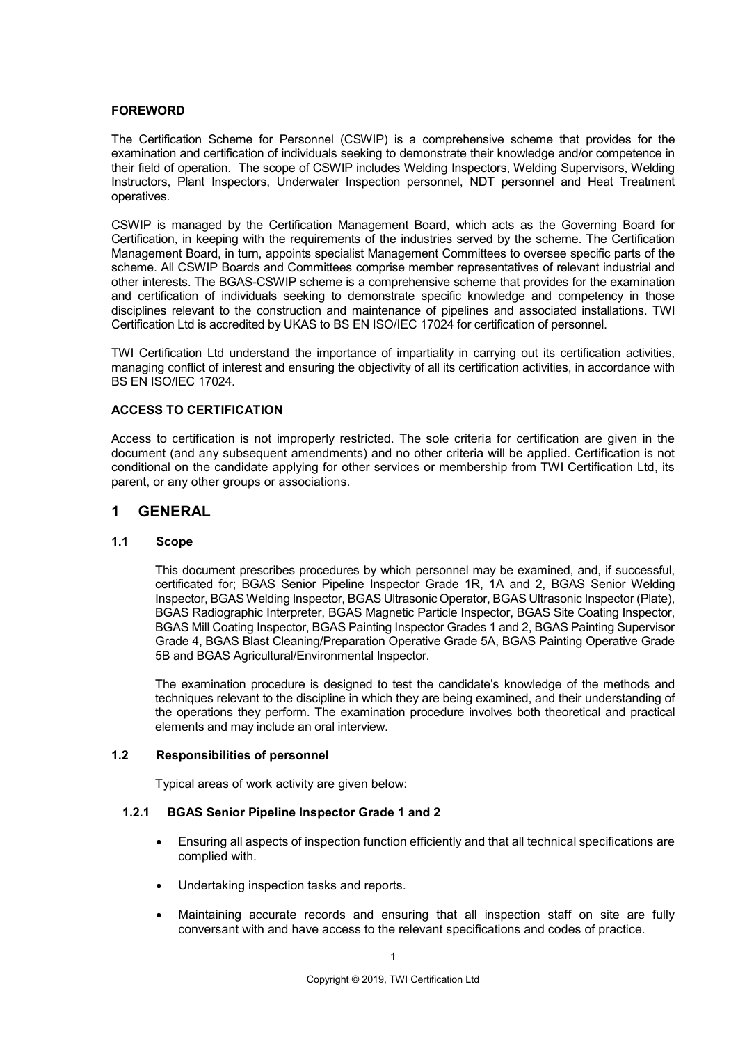**FOREWORD**

The Certification Scheme for Personnel (CSWIP) is a comprehensive scheme that provides for the examination and certification of individuals seeking to demonstrate their knowledge and/or competence in their field of operation. The scope of CSWIP includes Welding Inspectors, Welding Supervisors, Welding Instructors, Plant Inspectors, Underwater Inspection personnel, NDT personnel and Heat Treatment operatives.

CSWIP is managed by the Certification Management Board, which acts as the Governing Board for Certification, in keeping with the requirements of the industries served by the scheme. The Certification Management Board, in turn, appoints specialist Management Committees to oversee specific parts of the scheme. All CSWIP Boards and Committees comprise member representatives of relevant industrial and other interests. The BGAS-CSWIP scheme is a comprehensive scheme that provides for the examination and certification of individuals seeking to demonstrate specific knowledge and competency in those disciplines relevant to the construction and maintenance of pipelines and associated installations. TWI Certification Ltd is accredited by UKAS to BS EN ISO/IEC 17024 for certification of personnel.

TWI Certification Ltd understand the importance of impartiality in carrying out its certification activities, managing conflict of interest and ensuring the objectivity of all its certification activities, in accordance with BS EN ISO/IEC 17024.

**ACCESS TO CERTIFICATION**

Access to certification is not improperly restricted. The sole criteria for certification are given in the document (and any subsequent amendments) and no other criteria will be applied. Certification is not conditional on the candidate applying for other services or membership from TWI Certification Ltd, its parent, or any other groups or associations.

# 1 GENERAL

## 1.1 Scope

This document prescribes procedures by which personnel may be examined, and, if successful, certificated for; BGAS Senior Pipeline Inspector Grade 1R, 1A and 2, BGAS Senior Welding Inspector, BGAS Welding Inspector, BGAS Ultrasonic Operator, BGAS Ultrasonic Inspector (Plate), BGAS Radiographic Interpreter, BGAS Magnetic Particle Inspector, BGAS Site Coating Inspector, BGAS Mill Coating Inspector, BGAS Painting Inspector Grades 1 and 2, BGAS Painting Supervisor Grade 4, BGAS Blast Cleaning/Preparation Operative Grade 5A, BGAS Painting Operative Grade 5B and BGAS Agricultural/Environmental Inspector.

The examination procedure is designed to test the candidate's knowledge of the methods and techniques relevant to the discipline in which they are being examined, and their understanding of the operations they perform. The examination procedure involves both theoretical and practical elements and may include an oral interview.

## 1.2 Responsibilities of personnel

Typical areas of work activity are given below:

### 1.2.1 BGAS Senior Pipeline Inspector Grade 1 and 2

- Ensuring all aspects of inspection function efficiently and that all technical specifications are complied with.
- Undertaking inspection tasks and reports.
- Maintaining accurate records and ensuring that all inspection staff on site are fully conversant with and have access to the relevant specifications and codes of practice.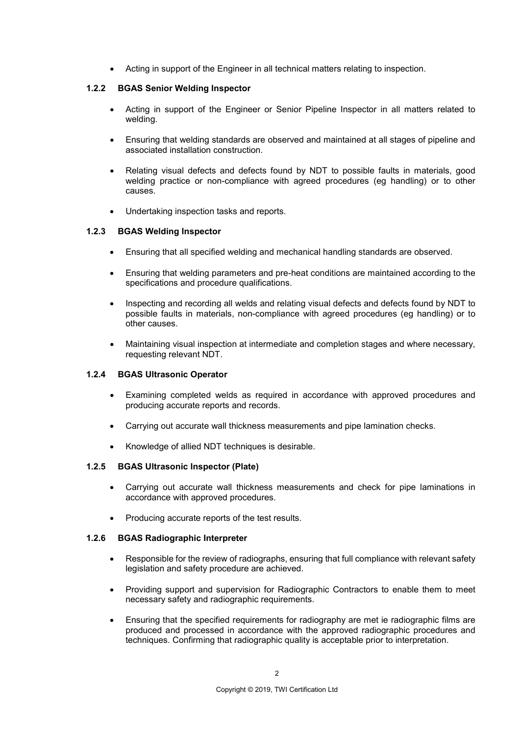- Acting in support of the Engineer in all technical matters relating to inspection.

### 1.2.2 BGAS Senior Welding Inspector

- Acting in support of the Engineer or Senior Pipeline Inspector in all matters related to welding.
- Ensuring that welding standards are observed and maintained at all stages of pipeline and associated installation construction.
- Relating visual defects and defects found by NDT to possible faults in materials, good welding practice or non-compliance with agreed procedures (eg handling) or to other causes.
- Undertaking inspection tasks and reports.

### 1.2.3 BGAS Welding Inspector

- Ensuring that all specified welding and mechanical handling standards are observed.
- Ensuring that welding parameters and pre-heat conditions are maintained according to the specifications and procedure qualifications.
- Inspecting and recording all welds and relating visual defects and defects found by NDT to possible faults in materials, non-compliance with agreed procedures (eg handling) or to other causes.
- Maintaining visual inspection at intermediate and completion stages and where necessary, requesting relevant NDT.

### 1.2.4 BGAS Ultrasonic Operator

- Examining completed welds as required in accordance with approved procedures and producing accurate reports and records.
- Carrying out accurate wall thickness measurements and pipe lamination checks.
- Knowledge of allied NDT techniques is desirable.

### 1.2.5 BGAS Ultrasonic Inspector (Plate)

- Carrying out accurate wall thickness measurements and check for pipe laminations in accordance with approved procedures.
- Producing accurate reports of the test results.

### 1.2.6 BGAS Radiographic Interpreter

- Responsible for the review of radiographs, ensuring that full compliance with relevant safety legislation and safety procedure are achieved.
- Providing support and supervision for Radiographic Contractors to enable them to meet necessary safety and radiographic requirements.
- Ensuring that the specified requirements for radiography are met ie radiographic films are produced and processed in accordance with the approved radiographic procedures and techniques. Confirming that radiographic quality is acceptable prior to interpretation.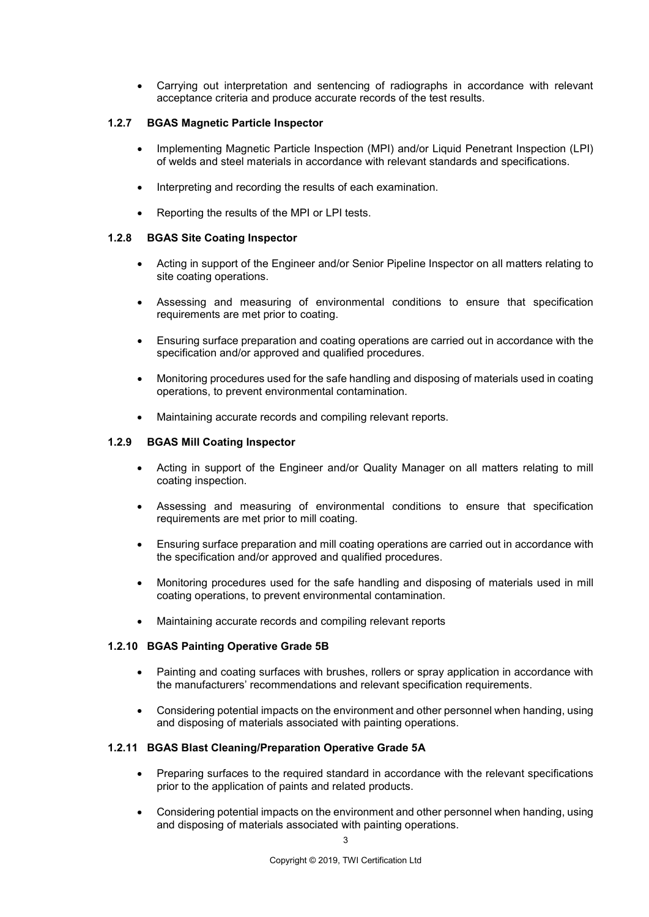- Carrying out interpretation and sentencing of radiographs in accordance with relevant acceptance criteria and produce accurate records of the test results.

### 1.2.7 BGAS Magnetic Particle Inspector

- Implementing Magnetic Particle Inspection (MPI) and/or Liquid Penetrant Inspection (LPI) of welds and steel materials in accordance with relevant standards and specifications.
- Interpreting and recording the results of each examination.
- Reporting the results of the MPI or LPI tests.

### 1.2.8 BGAS Site Coating Inspector

- Acting in support of the Engineer and/or Senior Pipeline Inspector on all matters relating to site coating operations.
- Assessing and measuring of environmental conditions to ensure that specification requirements are met prior to coating.
- Ensuring surface preparation and coating operations are carried out in accordance with the specification and/or approved and qualified procedures.
- Monitoring procedures used for the safe handling and disposing of materials used in coating operations, to prevent environmental contamination.
- Maintaining accurate records and compiling relevant reports.

### 1.2.9 BGAS Mill Coating Inspector

- Acting in support of the Engineer and/or Quality Manager on all matters relating to mill coating inspection.
- Assessing and measuring of environmental conditions to ensure that specification requirements are met prior to mill coating.
- Ensuring surface preparation and mill coating operations are carried out in accordance with the specification and/or approved and qualified procedures.
- Monitoring procedures used for the safe handling and disposing of materials used in mill coating operations, to prevent environmental contamination.
- Maintaining accurate records and compiling relevant reports

### 1.2.10 BGAS Painting Operative Grade 5B

- Painting and coating surfaces with brushes, rollers or spray application in accordance with the manufacturers' recommendations and relevant specification requirements.
- Considering potential impacts on the environment and other personnel when handing, using and disposing of materials associated with painting operations.

### 1.2.11 BGAS Blast Cleaning/Preparation Operative Grade 5A

- Preparing surfaces to the required standard in accordance with the relevant specifications prior to the application of paints and related products.
- Considering potential impacts on the environment and other personnel when handing, using and disposing of materials associated with painting operations.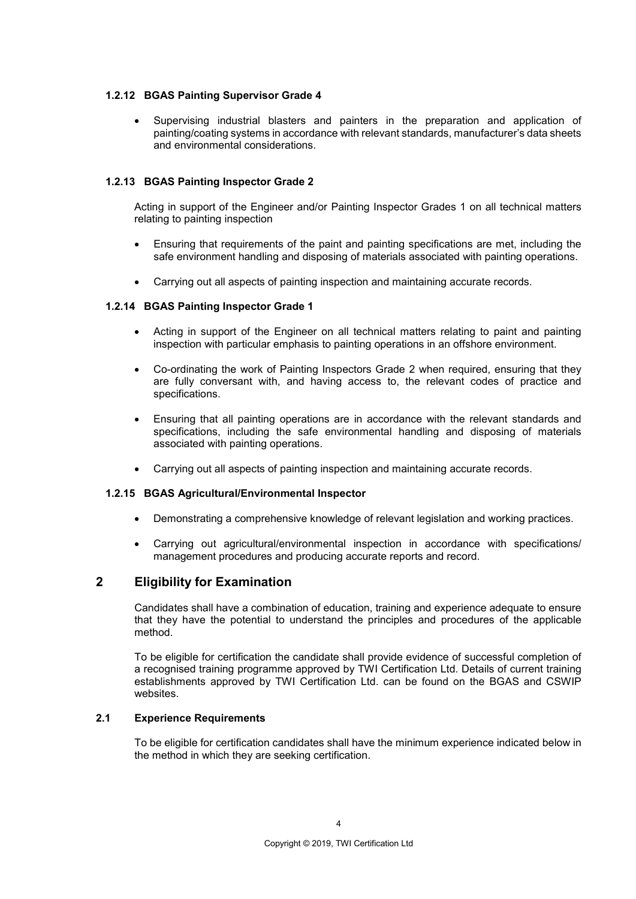#### 1.2.12 BGAS Painting Supervisor Grade 4

- Supervising industrial blasters and painters in the preparation and application of painting/coating systems in accordance with relevant standards, manufacturer's data sheets and environmental considerations.

#### 1.2.13 BGAS Painting Inspector Grade 2

Acting in support of the Engineer and/or Painting Inspector Grades 1 on all technical matters relating to painting inspection

- Ensuring that requirements of the paint and painting specifications are met, including the safe environment handling and disposing of materials associated with painting operations.
- Carrying out all aspects of painting inspection and maintaining accurate records.

#### 1.2.14 BGAS Painting Inspector Grade 1

- Acting in support of the Engineer on all technical matters relating to paint and painting inspection with particular emphasis to painting operations in an offshore environment.
- Co-ordinating the work of Painting Inspectors Grade 2 when required, ensuring that they are fully conversant with, and having access to, the relevant codes of practice and specifications.
- Ensuring that all painting operations are in accordance with the relevant standards and specifications, including the safe environmental handling and disposing of materials associated with painting operations.
- Carrying out all aspects of painting inspection and maintaining accurate records.

#### 1.2.15 BGAS Agricultural/Environmental Inspector

- Demonstrating a comprehensive knowledge of relevant legislation and working practices.
- Carrying out agricultural/environmental inspection in accordance with specifications/ management procedures and producing accurate reports and record.

## 2 Eligibility for Examination

Candidates shall have a combination of education, training and experience adequate to ensure that they have the potential to understand the principles and procedures of the applicable method.

To be eligible for certification the candidate shall provide evidence of successful completion of a recognised training programme approved by TWI Certification Ltd. Details of current training establishments approved by TWI Certification Ltd. can be found on the BGAS and CSWIP websites.

### 2.1 Experience Requirements

To be eligible for certification candidates shall have the minimum experience indicated below in the method in which they are seeking certification.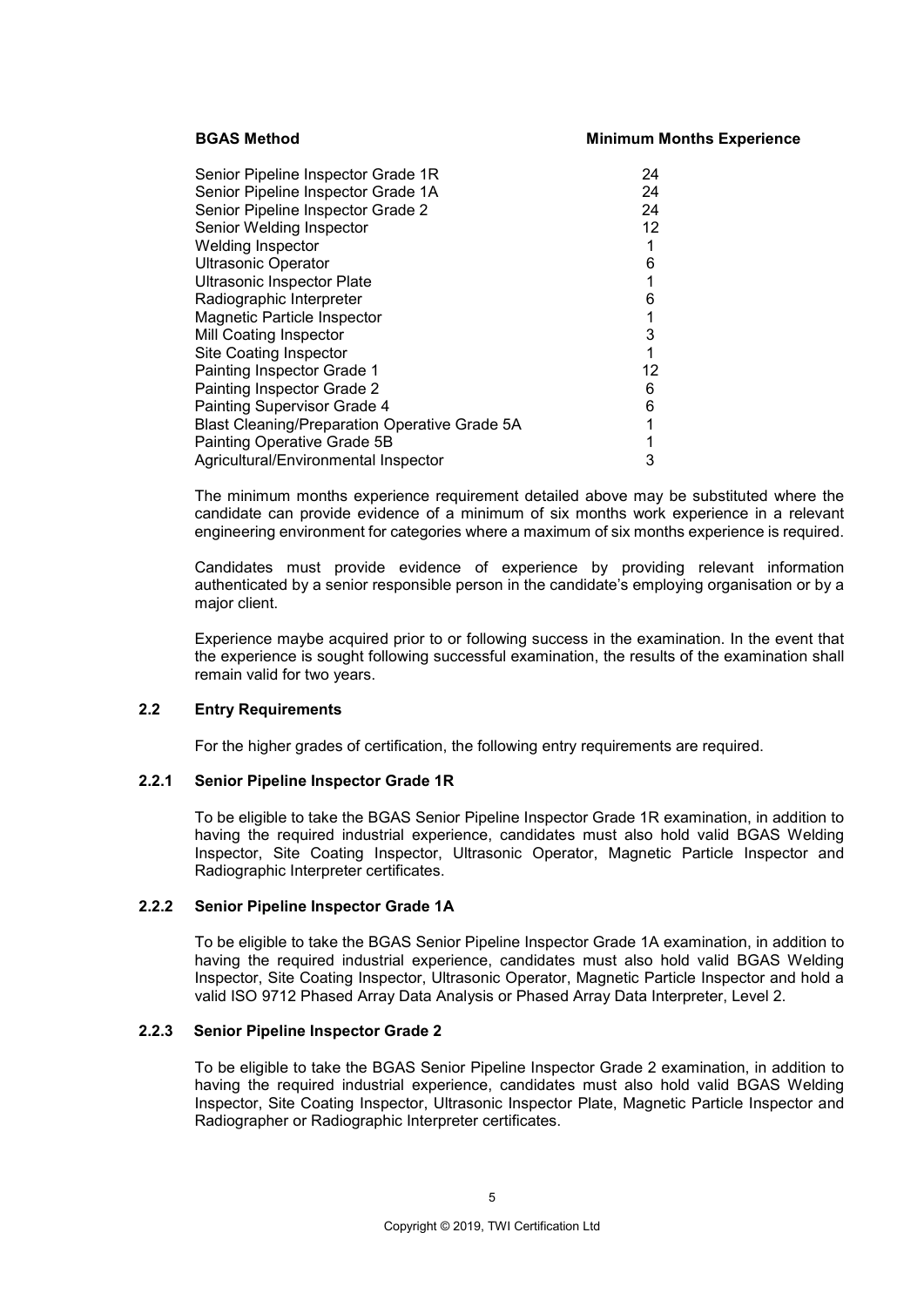| BGAS Method | Minimum Months Experience |
|---|---|
| Senior Pipeline Inspector Grade 1R | 24 |
| Senior Pipeline Inspector Grade 1A | 24 |
| Senior Pipeline Inspector Grade 2 | 24 |
| Senior Welding Inspector | 12 |
| Welding Inspector | 1 |
| Ultrasonic Operator | 6 |
| Ultrasonic Inspector Plate | 1 |
| Radiographic Interpreter | 6 |
| Magnetic Particle Inspector | 1 |
| Mill Coating Inspector | 3 |
| Site Coating Inspector | 1 |
| Painting Inspector Grade 1 | 12 |
| Painting Inspector Grade 2 | 6 |
| Painting Supervisor Grade 4 | 6 |
| Blast Cleaning/Preparation Operative Grade 5A | 1 |
| Painting Operative Grade 5B | 1 |
| Agricultural/Environmental Inspector | 3 |

The minimum months experience requirement detailed above may be substituted where the candidate can provide evidence of a minimum of six months work experience in a relevant engineering environment for categories where a maximum of six months experience is required.

Candidates must provide evidence of experience by providing relevant information authenticated by a senior responsible person in the candidate's employing organisation or by a major client.

Experience maybe acquired prior to or following success in the examination. In the event that the experience is sought following successful examination, the results of the examination shall remain valid for two years.

### 2.2 Entry Requirements

For the higher grades of certification, the following entry requirements are required.

#### 2.2.1 Senior Pipeline Inspector Grade 1R

To be eligible to take the BGAS Senior Pipeline Inspector Grade 1R examination, in addition to having the required industrial experience, candidates must also hold valid BGAS Welding Inspector, Site Coating Inspector, Ultrasonic Operator, Magnetic Particle Inspector and Radiographic Interpreter certificates.

#### 2.2.2 Senior Pipeline Inspector Grade 1A

To be eligible to take the BGAS Senior Pipeline Inspector Grade 1A examination, in addition to having the required industrial experience, candidates must also hold valid BGAS Welding Inspector, Site Coating Inspector, Ultrasonic Operator, Magnetic Particle Inspector and hold a valid ISO 9712 Phased Array Data Analysis or Phased Array Data Interpreter, Level 2.

#### 2.2.3 Senior Pipeline Inspector Grade 2

To be eligible to take the BGAS Senior Pipeline Inspector Grade 2 examination, in addition to having the required industrial experience, candidates must also hold valid BGAS Welding Inspector, Site Coating Inspector, Ultrasonic Inspector Plate, Magnetic Particle Inspector and Radiographer or Radiographic Interpreter certificates.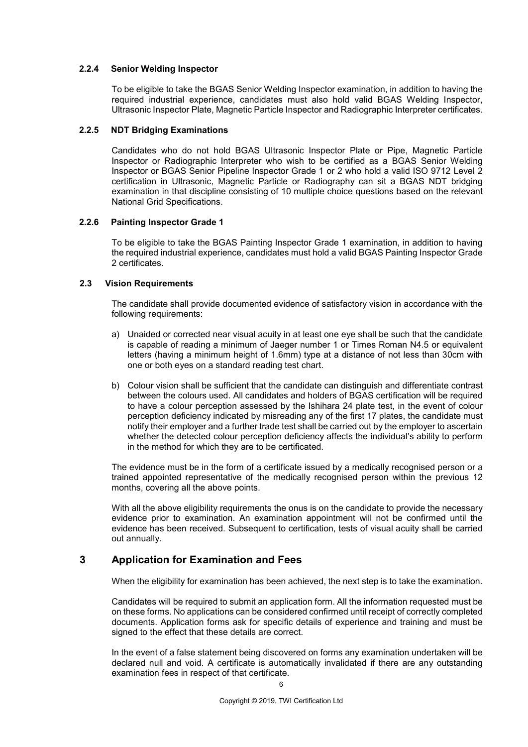#### 2.2.4 Senior Welding Inspector

To be eligible to take the BGAS Senior Welding Inspector examination, in addition to having the required industrial experience, candidates must also hold valid BGAS Welding Inspector, Ultrasonic Inspector Plate, Magnetic Particle Inspector and Radiographic Interpreter certificates.

#### 2.2.5 NDT Bridging Examinations

Candidates who do not hold BGAS Ultrasonic Inspector Plate or Pipe, Magnetic Particle Inspector or Radiographic Interpreter who wish to be certified as a BGAS Senior Welding Inspector or BGAS Senior Pipeline Inspector Grade 1 or 2 who hold a valid ISO 9712 Level 2 certification in Ultrasonic, Magnetic Particle or Radiography can sit a BGAS NDT bridging examination in that discipline consisting of 10 multiple choice questions based on the relevant National Grid Specifications.

#### 2.2.6 Painting Inspector Grade 1

To be eligible to take the BGAS Painting Inspector Grade 1 examination, in addition to having the required industrial experience, candidates must hold a valid BGAS Painting Inspector Grade 2 certificates.

### 2.3 Vision Requirements

The candidate shall provide documented evidence of satisfactory vision in accordance with the following requirements:

a) Unaided or corrected near visual acuity in at least one eye shall be such that the candidate is capable of reading a minimum of Jaeger number 1 or Times Roman N4.5 or equivalent letters (having a minimum height of 1.6mm) type at a distance of not less than 30cm with one or both eyes on a standard reading test chart.

b) Colour vision shall be sufficient that the candidate can distinguish and differentiate contrast between the colours used. All candidates and holders of BGAS certification will be required to have a colour perception assessed by the Ishihara 24 plate test, in the event of colour perception deficiency indicated by misreading any of the first 17 plates, the candidate must notify their employer and a further trade test shall be carried out by the employer to ascertain whether the detected colour perception deficiency affects the individual's ability to perform in the method for which they are to be certificated.

The evidence must be in the form of a certificate issued by a medically recognised person or a trained appointed representative of the medically recognised person within the previous 12 months, covering all the above points.

With all the above eligibility requirements the onus is on the candidate to provide the necessary evidence prior to examination. An examination appointment will not be confirmed until the evidence has been received. Subsequent to certification, tests of visual acuity shall be carried out annually.

## 3 Application for Examination and Fees

When the eligibility for examination has been achieved, the next step is to take the examination.

Candidates will be required to submit an application form. All the information requested must be on these forms. No applications can be considered confirmed until receipt of correctly completed documents. Application forms ask for specific details of experience and training and must be signed to the effect that these details are correct.

In the event of a false statement being discovered on forms any examination undertaken will be declared null and void. A certificate is automatically invalidated if there are any outstanding examination fees in respect of that certificate.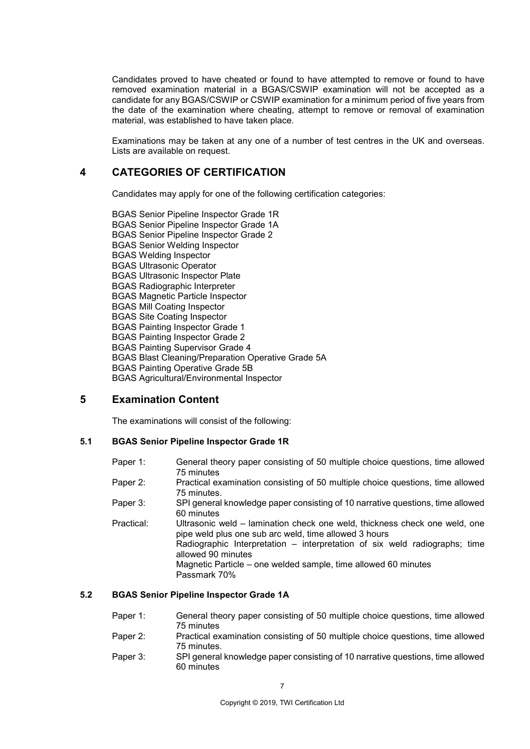Candidates proved to have cheated or found to have attempted to remove or found to have removed examination material in a BGAS/CSWIP examination will not be accepted as a candidate for any BGAS/CSWIP or CSWIP examination for a minimum period of five years from the date of the examination where cheating, attempt to remove or removal of examination material, was established to have taken place.

Examinations may be taken at any one of a number of test centres in the UK and overseas. Lists are available on request.

## 4 CATEGORIES OF CERTIFICATION

Candidates may apply for one of the following certification categories:

BGAS Senior Pipeline Inspector Grade 1R
BGAS Senior Pipeline Inspector Grade 1A
BGAS Senior Pipeline Inspector Grade 2
BGAS Senior Welding Inspector
BGAS Welding Inspector
BGAS Ultrasonic Operator
BGAS Ultrasonic Inspector Plate
BGAS Radiographic Interpreter
BGAS Magnetic Particle Inspector
BGAS Mill Coating Inspector
BGAS Site Coating Inspector
BGAS Painting Inspector Grade 1
BGAS Painting Inspector Grade 2
BGAS Painting Supervisor Grade 4
BGAS Blast Cleaning/Preparation Operative Grade 5A
BGAS Painting Operative Grade 5B
BGAS Agricultural/Environmental Inspector

## 5 Examination Content

The examinations will consist of the following:

### 5.1 BGAS Senior Pipeline Inspector Grade 1R

Paper 1: General theory paper consisting of 50 multiple choice questions, time allowed 75 minutes

Paper 2: Practical examination consisting of 50 multiple choice questions, time allowed 75 minutes.

Paper 3: SPI general knowledge paper consisting of 10 narrative questions, time allowed 60 minutes

Practical: Ultrasonic weld – lamination check one weld, thickness check one weld, one pipe weld plus one sub arc weld, time allowed 3 hours
Radiographic Interpretation – interpretation of six weld radiographs; time allowed 90 minutes
Magnetic Particle – one welded sample, time allowed 60 minutes
Passmark 70%

### 5.2 BGAS Senior Pipeline Inspector Grade 1A

Paper 1: General theory paper consisting of 50 multiple choice questions, time allowed 75 minutes

Paper 2: Practical examination consisting of 50 multiple choice questions, time allowed 75 minutes.

Paper 3: SPI general knowledge paper consisting of 10 narrative questions, time allowed 60 minutes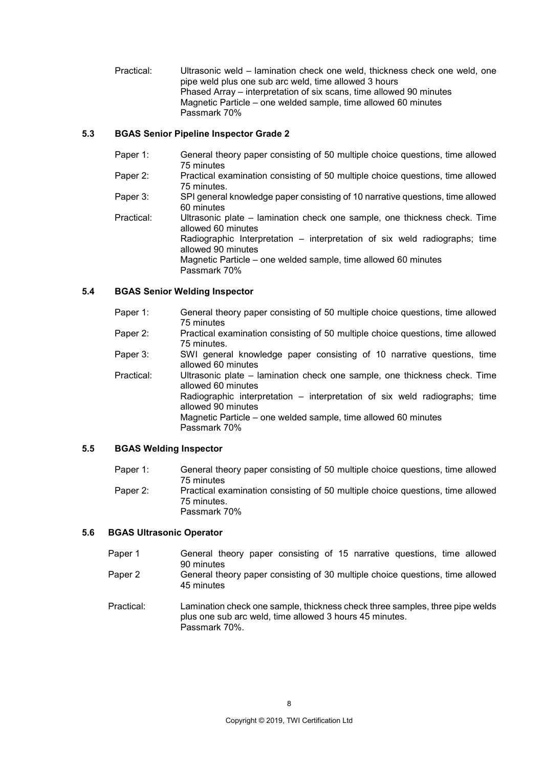Practical: Ultrasonic weld – lamination check one weld, thickness check one weld, one pipe weld plus one sub arc weld, time allowed 3 hours
Phased Array – interpretation of six scans, time allowed 90 minutes
Magnetic Particle – one welded sample, time allowed 60 minutes
Passmark 70%

### 5.3 BGAS Senior Pipeline Inspector Grade 2

Paper 1: General theory paper consisting of 50 multiple choice questions, time allowed 75 minutes

Paper 2: Practical examination consisting of 50 multiple choice questions, time allowed 75 minutes.

Paper 3: SPI general knowledge paper consisting of 10 narrative questions, time allowed 60 minutes

Practical: Ultrasonic plate – lamination check one sample, one thickness check. Time allowed 60 minutes
Radiographic Interpretation – interpretation of six weld radiographs; time allowed 90 minutes
Magnetic Particle – one welded sample, time allowed 60 minutes
Passmark 70%

### 5.4 BGAS Senior Welding Inspector

Paper 1: General theory paper consisting of 50 multiple choice questions, time allowed 75 minutes

Paper 2: Practical examination consisting of 50 multiple choice questions, time allowed 75 minutes.

Paper 3: SWI general knowledge paper consisting of 10 narrative questions, time allowed 60 minutes

Practical: Ultrasonic plate – lamination check one sample, one thickness check. Time allowed 60 minutes
Radiographic interpretation – interpretation of six weld radiographs; time allowed 90 minutes
Magnetic Particle – one welded sample, time allowed 60 minutes
Passmark 70%

### 5.5 BGAS Welding Inspector

Paper 1: General theory paper consisting of 50 multiple choice questions, time allowed 75 minutes

Paper 2: Practical examination consisting of 50 multiple choice questions, time allowed 75 minutes.
Passmark 70%

### 5.6 BGAS Ultrasonic Operator

Paper 1 General theory paper consisting of 15 narrative questions, time allowed 90 minutes

Paper 2 General theory paper consisting of 30 multiple choice questions, time allowed 45 minutes

Practical: Lamination check one sample, thickness check three samples, three pipe welds plus one sub arc weld, time allowed 3 hours 45 minutes.
Passmark 70%.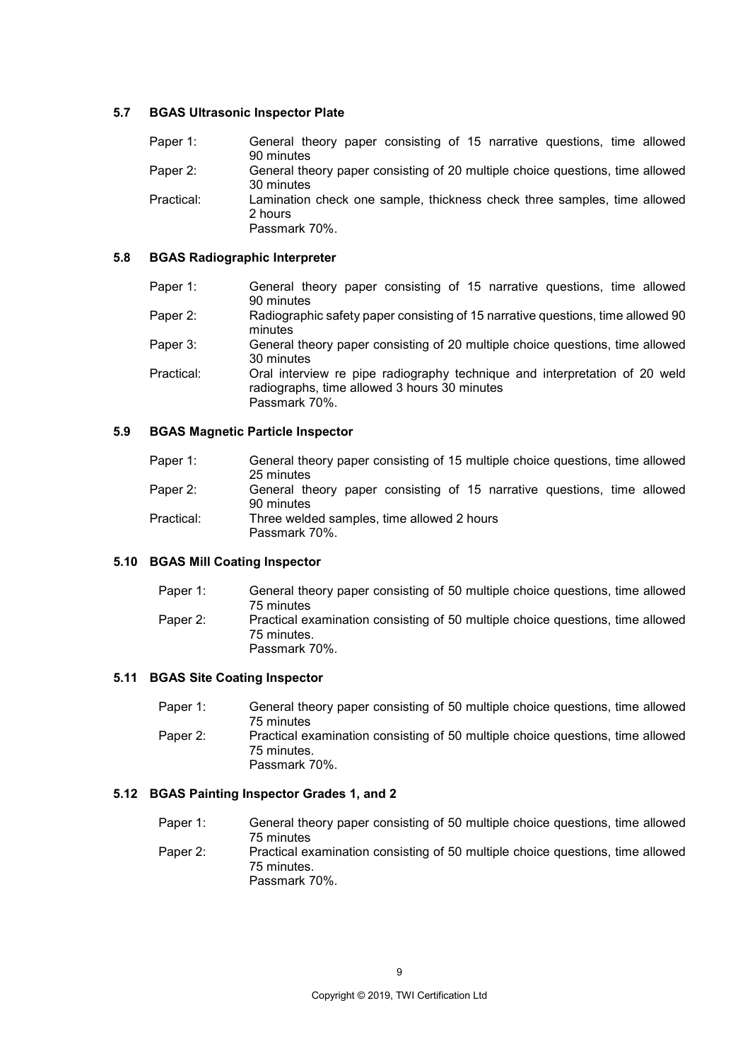### 5.7 BGAS Ultrasonic Inspector Plate

Paper 1: General theory paper consisting of 15 narrative questions, time allowed 90 minutes

Paper 2: General theory paper consisting of 20 multiple choice questions, time allowed 30 minutes

Practical: Lamination check one sample, thickness check three samples, time allowed 2 hours
Passmark 70%.

### 5.8 BGAS Radiographic Interpreter

Paper 1: General theory paper consisting of 15 narrative questions, time allowed 90 minutes

Paper 2: Radiographic safety paper consisting of 15 narrative questions, time allowed 90 minutes

Paper 3: General theory paper consisting of 20 multiple choice questions, time allowed 30 minutes

Practical: Oral interview re pipe radiography technique and interpretation of 20 weld radiographs, time allowed 3 hours 30 minutes
Passmark 70%.

### 5.9 BGAS Magnetic Particle Inspector

Paper 1: General theory paper consisting of 15 multiple choice questions, time allowed 25 minutes

Paper 2: General theory paper consisting of 15 narrative questions, time allowed 90 minutes

Practical: Three welded samples, time allowed 2 hours
Passmark 70%.

### 5.10 BGAS Mill Coating Inspector

Paper 1: General theory paper consisting of 50 multiple choice questions, time allowed 75 minutes

Paper 2: Practical examination consisting of 50 multiple choice questions, time allowed 75 minutes.
Passmark 70%.

### 5.11 BGAS Site Coating Inspector

Paper 1: General theory paper consisting of 50 multiple choice questions, time allowed 75 minutes

Paper 2: Practical examination consisting of 50 multiple choice questions, time allowed 75 minutes.
Passmark 70%.

### 5.12 BGAS Painting Inspector Grades 1, and 2

Paper 1: General theory paper consisting of 50 multiple choice questions, time allowed 75 minutes

Paper 2: Practical examination consisting of 50 multiple choice questions, time allowed 75 minutes.
Passmark 70%.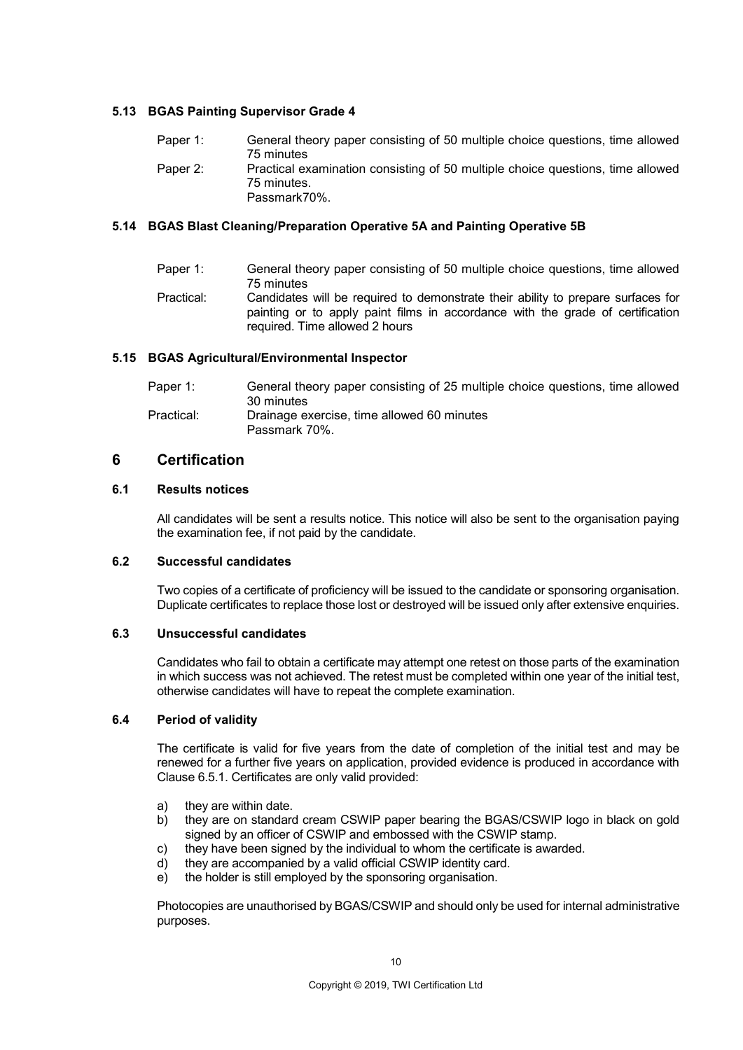### 5.13 BGAS Painting Supervisor Grade 4

Paper 1: General theory paper consisting of 50 multiple choice questions, time allowed 75 minutes

Paper 2: Practical examination consisting of 50 multiple choice questions, time allowed 75 minutes.
Passmark70%.

### 5.14 BGAS Blast Cleaning/Preparation Operative 5A and Painting Operative 5B

Paper 1: General theory paper consisting of 50 multiple choice questions, time allowed 75 minutes

Practical: Candidates will be required to demonstrate their ability to prepare surfaces for painting or to apply paint films in accordance with the grade of certification required. Time allowed 2 hours

### 5.15 BGAS Agricultural/Environmental Inspector

Paper 1: General theory paper consisting of 25 multiple choice questions, time allowed 30 minutes

Practical: Drainage exercise, time allowed 60 minutes
Passmark 70%.

## 6 Certification

### 6.1 Results notices

All candidates will be sent a results notice. This notice will also be sent to the organisation paying the examination fee, if not paid by the candidate.

### 6.2 Successful candidates

Two copies of a certificate of proficiency will be issued to the candidate or sponsoring organisation. Duplicate certificates to replace those lost or destroyed will be issued only after extensive enquiries.

### 6.3 Unsuccessful candidates

Candidates who fail to obtain a certificate may attempt one retest on those parts of the examination in which success was not achieved. The retest must be completed within one year of the initial test, otherwise candidates will have to repeat the complete examination.

### 6.4 Period of validity

The certificate is valid for five years from the date of completion of the initial test and may be renewed for a further five years on application, provided evidence is produced in accordance with Clause 6.5.1. Certificates are only valid provided:

a) they are within date.
b) they are on standard cream CSWIP paper bearing the BGAS/CSWIP logo in black on gold signed by an officer of CSWIP and embossed with the CSWIP stamp.
c) they have been signed by the individual to whom the certificate is awarded.
d) they are accompanied by a valid official CSWIP identity card.
e) the holder is still employed by the sponsoring organisation.

Photocopies are unauthorised by BGAS/CSWIP and should only be used for internal administrative purposes.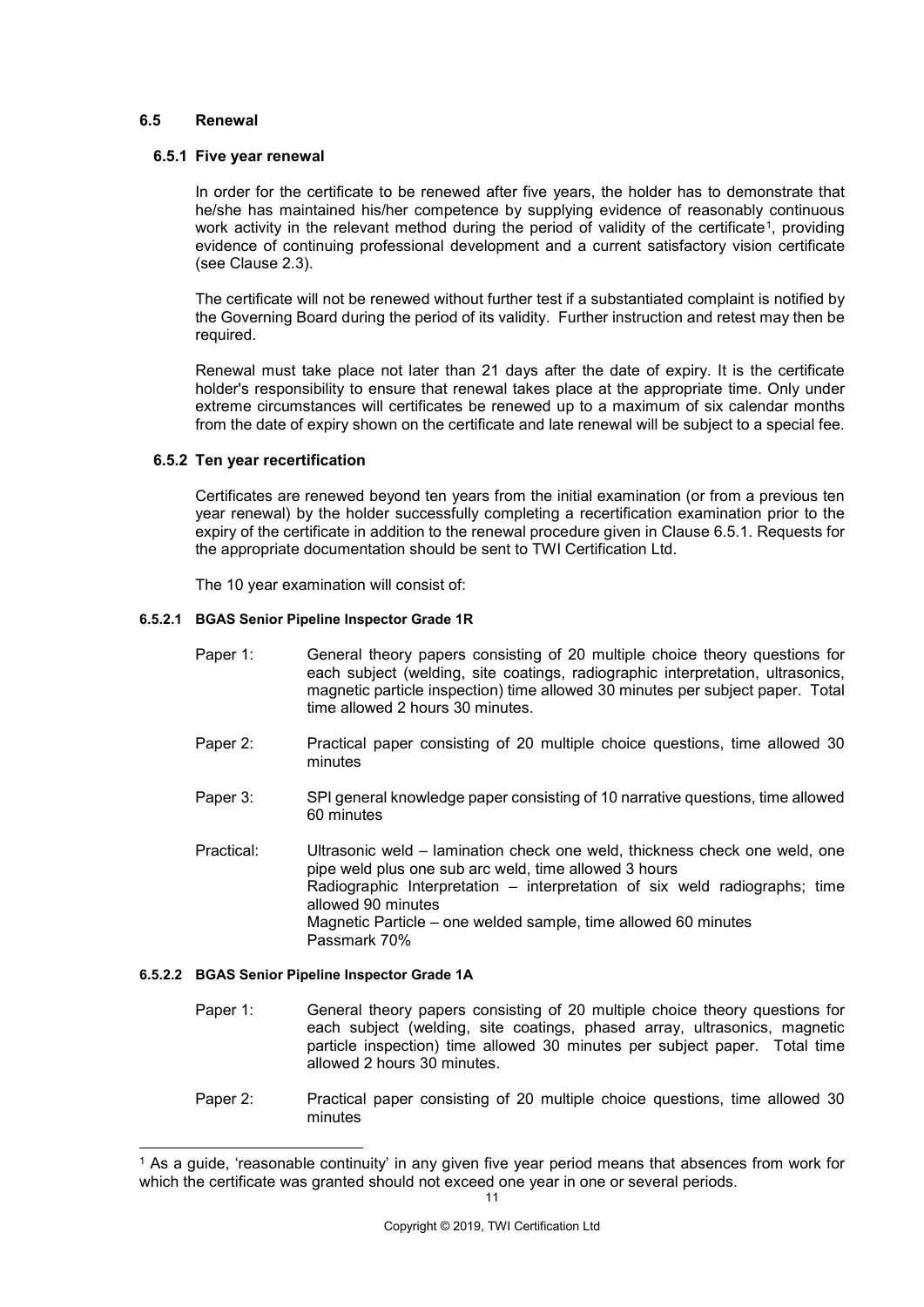## 6.5 Renewal

### 6.5.1 Five year renewal

In order for the certificate to be renewed after five years, the holder has to demonstrate that he/she has maintained his/her competence by supplying evidence of reasonably continuous work activity in the relevant method during the period of validity of the certificate[1], providing evidence of continuing professional development and a current satisfactory vision certificate (see Clause 2.3).

The certificate will not be renewed without further test if a substantiated complaint is notified by the Governing Board during the period of its validity. Further instruction and retest may then be required.

Renewal must take place not later than 21 days after the date of expiry. It is the certificate holder's responsibility to ensure that renewal takes place at the appropriate time. Only under extreme circumstances will certificates be renewed up to a maximum of six calendar months from the date of expiry shown on the certificate and late renewal will be subject to a special fee.

### 6.5.2 Ten year recertification

Certificates are renewed beyond ten years from the initial examination (or from a previous ten year renewal) by the holder successfully completing a recertification examination prior to the expiry of the certificate in addition to the renewal procedure given in Clause 6.5.1. Requests for the appropriate documentation should be sent to TWI Certification Ltd.

The 10 year examination will consist of:

#### 6.5.2.1 BGAS Senior Pipeline Inspector Grade 1R

- **Paper 1:** General theory papers consisting of 20 multiple choice theory questions for each subject (welding, site coatings, radiographic interpretation, ultrasonics, magnetic particle inspection) time allowed 30 minutes per subject paper. Total time allowed 2 hours 30 minutes.
- **Paper 2:** Practical paper consisting of 20 multiple choice questions, time allowed 30 minutes
- **Paper 3:** SPI general knowledge paper consisting of 10 narrative questions, time allowed 60 minutes
- **Practical:** Ultrasonic weld – lamination check one weld, thickness check one weld, one pipe weld plus one sub arc weld, time allowed 3 hours
  Radiographic Interpretation – interpretation of six weld radiographs; time allowed 90 minutes
  Magnetic Particle – one welded sample, time allowed 60 minutes
  Passmark 70%

#### 6.5.2.2 BGAS Senior Pipeline Inspector Grade 1A

- **Paper 1:** General theory papers consisting of 20 multiple choice theory questions for each subject (welding, site coatings, phased array, ultrasonics, magnetic particle inspection) time allowed 30 minutes per subject paper. Total time allowed 2 hours 30 minutes.
- **Paper 2:** Practical paper consisting of 20 multiple choice questions, time allowed 30 minutes

---

[1] As a guide, 'reasonable continuity' in any given five year period means that absences from work for which the certificate was granted should not exceed one year in one or several periods.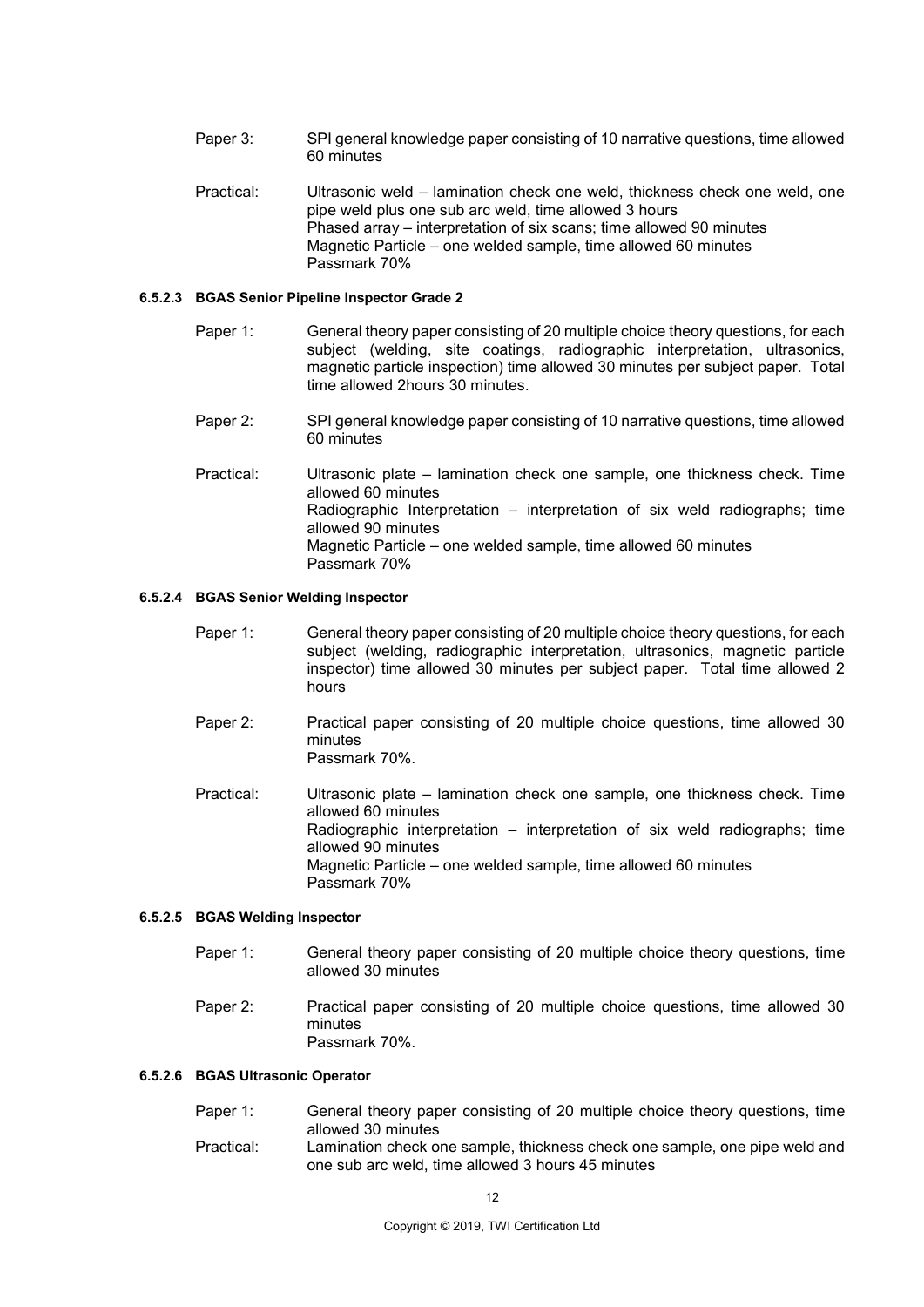Paper 3: SPI general knowledge paper consisting of 10 narrative questions, time allowed 60 minutes

Practical: Ultrasonic weld – lamination check one weld, thickness check one weld, one pipe weld plus one sub arc weld, time allowed 3 hours
Phased array – interpretation of six scans; time allowed 90 minutes
Magnetic Particle – one welded sample, time allowed 60 minutes
Passmark 70%

#### 6.5.2.3 BGAS Senior Pipeline Inspector Grade 2

Paper 1: General theory paper consisting of 20 multiple choice theory questions, for each subject (welding, site coatings, radiographic interpretation, ultrasonics, magnetic particle inspection) time allowed 30 minutes per subject paper. Total time allowed 2hours 30 minutes.

Paper 2: SPI general knowledge paper consisting of 10 narrative questions, time allowed 60 minutes

Practical: Ultrasonic plate – lamination check one sample, one thickness check. Time allowed 60 minutes
Radiographic Interpretation – interpretation of six weld radiographs; time allowed 90 minutes
Magnetic Particle – one welded sample, time allowed 60 minutes
Passmark 70%

#### 6.5.2.4 BGAS Senior Welding Inspector

Paper 1: General theory paper consisting of 20 multiple choice theory questions, for each subject (welding, radiographic interpretation, ultrasonics, magnetic particle inspector) time allowed 30 minutes per subject paper. Total time allowed 2 hours

Paper 2: Practical paper consisting of 20 multiple choice questions, time allowed 30 minutes
Passmark 70%.

Practical: Ultrasonic plate – lamination check one sample, one thickness check. Time allowed 60 minutes
Radiographic interpretation – interpretation of six weld radiographs; time allowed 90 minutes
Magnetic Particle – one welded sample, time allowed 60 minutes
Passmark 70%

#### 6.5.2.5 BGAS Welding Inspector

Paper 1: General theory paper consisting of 20 multiple choice theory questions, time allowed 30 minutes

Paper 2: Practical paper consisting of 20 multiple choice questions, time allowed 30 minutes
Passmark 70%.

#### 6.5.2.6 BGAS Ultrasonic Operator

Paper 1: General theory paper consisting of 20 multiple choice theory questions, time allowed 30 minutes

Practical: Lamination check one sample, thickness check one sample, one pipe weld and one sub arc weld, time allowed 3 hours 45 minutes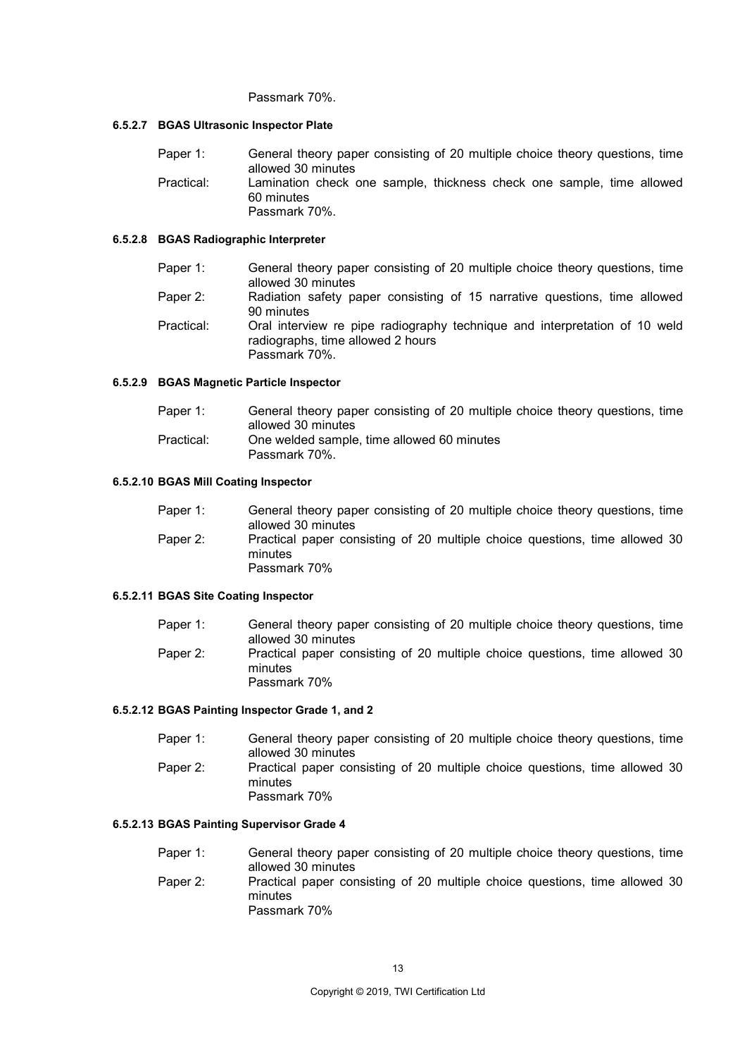Passmark 70%.

#### 6.5.2.7 BGAS Ultrasonic Inspector Plate

Paper 1: General theory paper consisting of 20 multiple choice theory questions, time allowed 30 minutes

Practical: Lamination check one sample, thickness check one sample, time allowed 60 minutes
Passmark 70%.

#### 6.5.2.8 BGAS Radiographic Interpreter

Paper 1: General theory paper consisting of 20 multiple choice theory questions, time allowed 30 minutes

Paper 2: Radiation safety paper consisting of 15 narrative questions, time allowed 90 minutes

Practical: Oral interview re pipe radiography technique and interpretation of 10 weld radiographs, time allowed 2 hours
Passmark 70%.

#### 6.5.2.9 BGAS Magnetic Particle Inspector

Paper 1: General theory paper consisting of 20 multiple choice theory questions, time allowed 30 minutes

Practical: One welded sample, time allowed 60 minutes
Passmark 70%.

#### 6.5.2.10 BGAS Mill Coating Inspector

Paper 1: General theory paper consisting of 20 multiple choice theory questions, time allowed 30 minutes

Paper 2: Practical paper consisting of 20 multiple choice questions, time allowed 30 minutes
Passmark 70%

#### 6.5.2.11 BGAS Site Coating Inspector

Paper 1: General theory paper consisting of 20 multiple choice theory questions, time allowed 30 minutes

Paper 2: Practical paper consisting of 20 multiple choice questions, time allowed 30 minutes
Passmark 70%

#### 6.5.2.12 BGAS Painting Inspector Grade 1, and 2

Paper 1: General theory paper consisting of 20 multiple choice theory questions, time allowed 30 minutes

Paper 2: Practical paper consisting of 20 multiple choice questions, time allowed 30 minutes
Passmark 70%

#### 6.5.2.13 BGAS Painting Supervisor Grade 4

Paper 1: General theory paper consisting of 20 multiple choice theory questions, time allowed 30 minutes

Paper 2: Practical paper consisting of 20 multiple choice questions, time allowed 30 minutes
Passmark 70%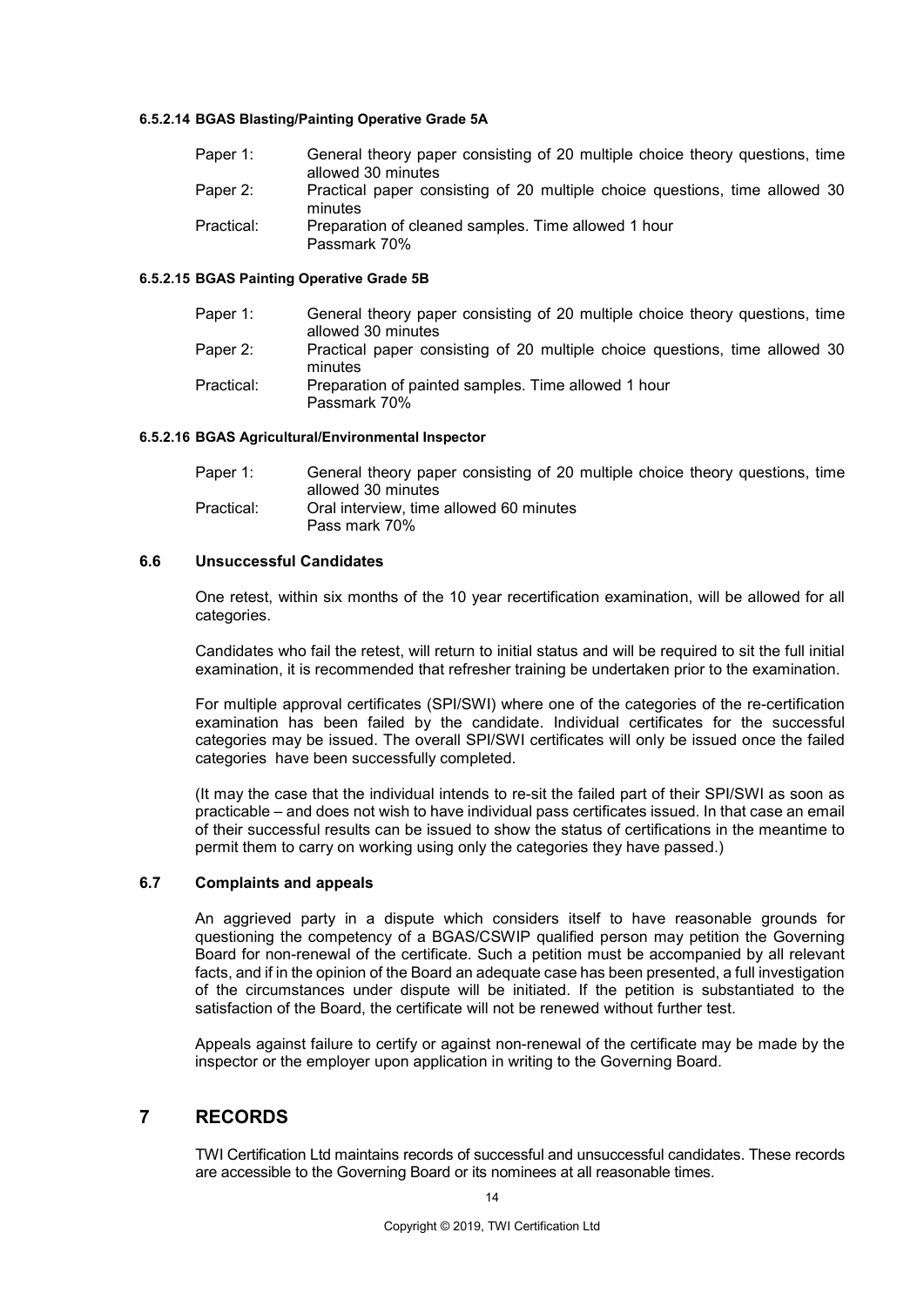#### 6.5.2.14 BGAS Blasting/Painting Operative Grade 5A

Paper 1: General theory paper consisting of 20 multiple choice theory questions, time allowed 30 minutes

Paper 2: Practical paper consisting of 20 multiple choice questions, time allowed 30 minutes

Practical: Preparation of cleaned samples. Time allowed 1 hour
Passmark 70%

#### 6.5.2.15 BGAS Painting Operative Grade 5B

Paper 1: General theory paper consisting of 20 multiple choice theory questions, time allowed 30 minutes

Paper 2: Practical paper consisting of 20 multiple choice questions, time allowed 30 minutes

Practical: Preparation of painted samples. Time allowed 1 hour
Passmark 70%

#### 6.5.2.16 BGAS Agricultural/Environmental Inspector

Paper 1: General theory paper consisting of 20 multiple choice theory questions, time allowed 30 minutes

Practical: Oral interview, time allowed 60 minutes
Pass mark 70%

### 6.6 Unsuccessful Candidates

One retest, within six months of the 10 year recertification examination, will be allowed for all categories.

Candidates who fail the retest, will return to initial status and will be required to sit the full initial examination, it is recommended that refresher training be undertaken prior to the examination.

For multiple approval certificates (SPI/SWI) where one of the categories of the re-certification examination has been failed by the candidate. Individual certificates for the successful categories may be issued. The overall SPI/SWI certificates will only be issued once the failed categories have been successfully completed.

(It may the case that the individual intends to re-sit the failed part of their SPI/SWI as soon as practicable – and does not wish to have individual pass certificates issued. In that case an email of their successful results can be issued to show the status of certifications in the meantime to permit them to carry on working using only the categories they have passed.)

### 6.7 Complaints and appeals

An aggrieved party in a dispute which considers itself to have reasonable grounds for questioning the competency of a BGAS/CSWIP qualified person may petition the Governing Board for non-renewal of the certificate. Such a petition must be accompanied by all relevant facts, and if in the opinion of the Board an adequate case has been presented, a full investigation of the circumstances under dispute will be initiated. If the petition is substantiated to the satisfaction of the Board, the certificate will not be renewed without further test.

Appeals against failure to certify or against non-renewal of the certificate may be made by the inspector or the employer upon application in writing to the Governing Board.

## 7 RECORDS

TWI Certification Ltd maintains records of successful and unsuccessful candidates. These records are accessible to the Governing Board or its nominees at all reasonable times.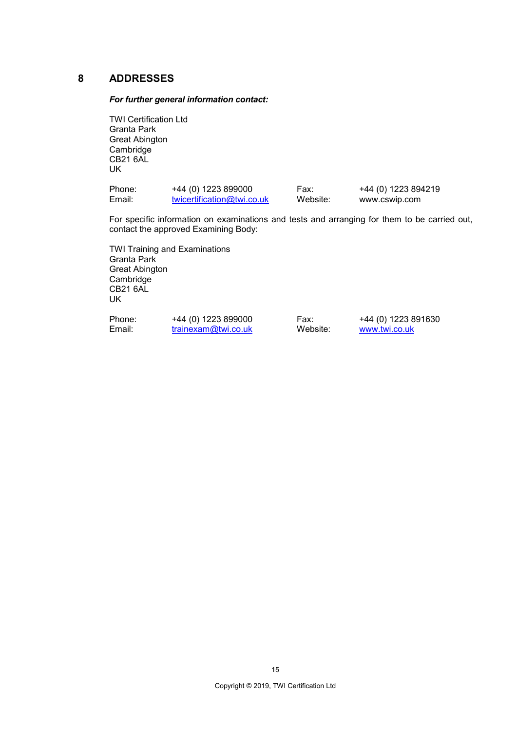## 8 ADDRESSES

***For further general information contact:***

TWI Certification Ltd
Granta Park
Great Abington
Cambridge
CB21 6AL
UK

| | | | |
|---|---|---|---|
| Phone: | +44 (0) 1223 899000 | Fax: | +44 (0) 1223 894219 |
| Email: | twicertification@twi.co.uk | Website: | www.cswip.com |

For specific information on examinations and tests and arranging for them to be carried out, contact the approved Examining Body:

TWI Training and Examinations
Granta Park
Great Abington
Cambridge
CB21 6AL
UK

| | | | |
|---|---|---|---|
| Phone: | +44 (0) 1223 899000 | Fax: | +44 (0) 1223 891630 |
| Email: | trainexam@twi.co.uk | Website: | www.twi.co.uk |

Copyright © 2019, TWI Certification Ltd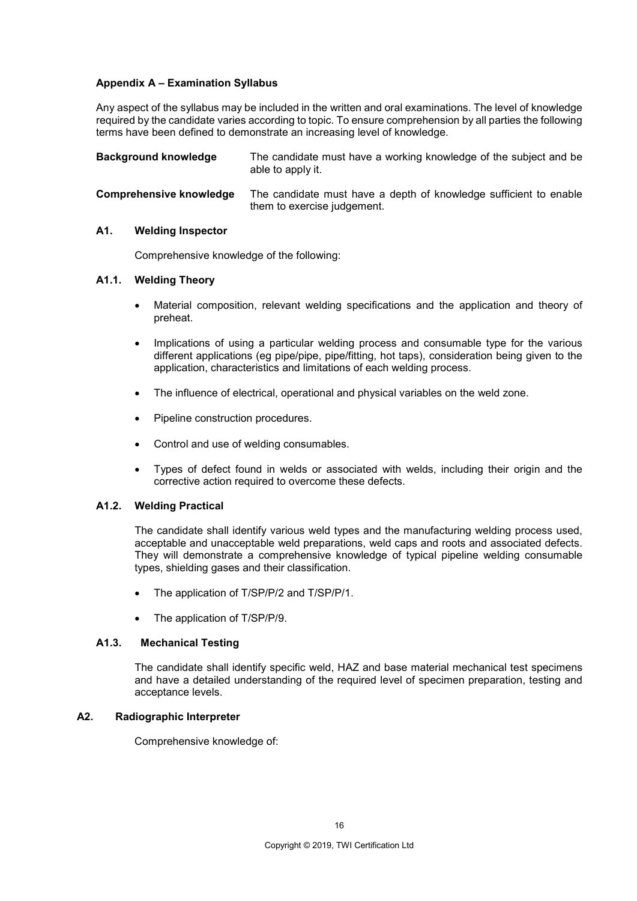## Appendix A – Examination Syllabus

Any aspect of the syllabus may be included in the written and oral examinations. The level of knowledge required by the candidate varies according to topic. To ensure comprehension by all parties the following terms have been defined to demonstrate an increasing level of knowledge.

**Background knowledge** The candidate must have a working knowledge of the subject and be able to apply it.

**Comprehensive knowledge** The candidate must have a depth of knowledge sufficient to enable them to exercise judgement.

### A1. Welding Inspector

Comprehensive knowledge of the following:

#### A1.1. Welding Theory

- Material composition, relevant welding specifications and the application and theory of preheat.
- Implications of using a particular welding process and consumable type for the various different applications (eg pipe/pipe, pipe/fitting, hot taps), consideration being given to the application, characteristics and limitations of each welding process.
- The influence of electrical, operational and physical variables on the weld zone.
- Pipeline construction procedures.
- Control and use of welding consumables.
- Types of defect found in welds or associated with welds, including their origin and the corrective action required to overcome these defects.

#### A1.2. Welding Practical

The candidate shall identify various weld types and the manufacturing welding process used, acceptable and unacceptable weld preparations, weld caps and roots and associated defects. They will demonstrate a comprehensive knowledge of typical pipeline welding consumable types, shielding gases and their classification.

- The application of T/SP/P/2 and T/SP/P/1.
- The application of T/SP/P/9.

#### A1.3. Mechanical Testing

The candidate shall identify specific weld, HAZ and base material mechanical test specimens and have a detailed understanding of the required level of specimen preparation, testing and acceptance levels.

### A2. Radiographic Interpreter

Comprehensive knowledge of: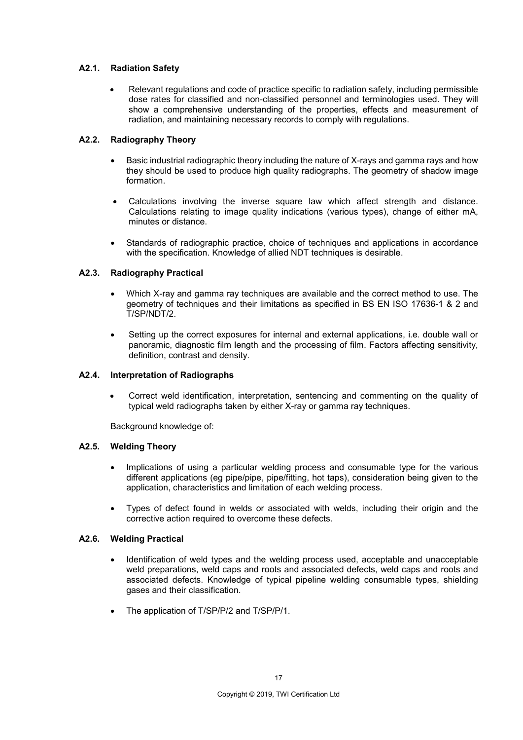### A2.1. Radiation Safety

- Relevant regulations and code of practice specific to radiation safety, including permissible dose rates for classified and non-classified personnel and terminologies used. They will show a comprehensive understanding of the properties, effects and measurement of radiation, and maintaining necessary records to comply with regulations.

### A2.2. Radiography Theory

- Basic industrial radiographic theory including the nature of X-rays and gamma rays and how they should be used to produce high quality radiographs. The geometry of shadow image formation.
- Calculations involving the inverse square law which affect strength and distance. Calculations relating to image quality indications (various types), change of either mA, minutes or distance.
- Standards of radiographic practice, choice of techniques and applications in accordance with the specification. Knowledge of allied NDT techniques is desirable.

### A2.3. Radiography Practical

- Which X-ray and gamma ray techniques are available and the correct method to use. The geometry of techniques and their limitations as specified in BS EN ISO 17636-1 & 2 and T/SP/NDT/2.
- Setting up the correct exposures for internal and external applications, i.e. double wall or panoramic, diagnostic film length and the processing of film. Factors affecting sensitivity, definition, contrast and density.

### A2.4. Interpretation of Radiographs

- Correct weld identification, interpretation, sentencing and commenting on the quality of typical weld radiographs taken by either X-ray or gamma ray techniques.

Background knowledge of:

### A2.5. Welding Theory

- Implications of using a particular welding process and consumable type for the various different applications (eg pipe/pipe, pipe/fitting, hot taps), consideration being given to the application, characteristics and limitation of each welding process.
- Types of defect found in welds or associated with welds, including their origin and the corrective action required to overcome these defects.

### A2.6. Welding Practical

- Identification of weld types and the welding process used, acceptable and unacceptable weld preparations, weld caps and roots and associated defects, weld caps and roots and associated defects. Knowledge of typical pipeline welding consumable types, shielding gases and their classification.
- The application of T/SP/P/2 and T/SP/P/1.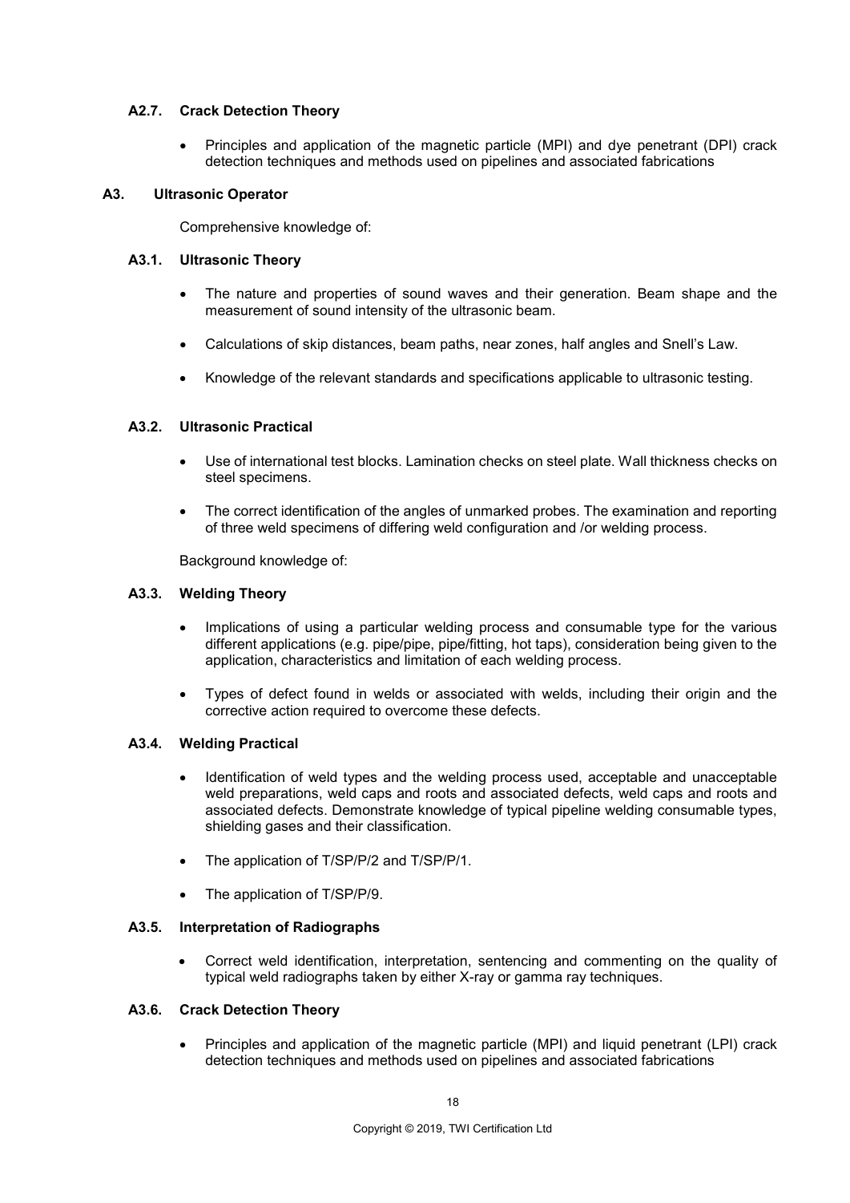### A2.7. Crack Detection Theory

- Principles and application of the magnetic particle (MPI) and dye penetrant (DPI) crack detection techniques and methods used on pipelines and associated fabrications

## A3. Ultrasonic Operator

Comprehensive knowledge of:

### A3.1. Ultrasonic Theory

- The nature and properties of sound waves and their generation. Beam shape and the measurement of sound intensity of the ultrasonic beam.
- Calculations of skip distances, beam paths, near zones, half angles and Snell's Law.
- Knowledge of the relevant standards and specifications applicable to ultrasonic testing.

### A3.2. Ultrasonic Practical

- Use of international test blocks. Lamination checks on steel plate. Wall thickness checks on steel specimens.
- The correct identification of the angles of unmarked probes. The examination and reporting of three weld specimens of differing weld configuration and /or welding process.

Background knowledge of:

### A3.3. Welding Theory

- Implications of using a particular welding process and consumable type for the various different applications (e.g. pipe/pipe, pipe/fitting, hot taps), consideration being given to the application, characteristics and limitation of each welding process.
- Types of defect found in welds or associated with welds, including their origin and the corrective action required to overcome these defects.

### A3.4. Welding Practical

- Identification of weld types and the welding process used, acceptable and unacceptable weld preparations, weld caps and roots and associated defects, weld caps and roots and associated defects. Demonstrate knowledge of typical pipeline welding consumable types, shielding gases and their classification.
- The application of T/SP/P/2 and T/SP/P/1.
- The application of T/SP/P/9.

### A3.5. Interpretation of Radiographs

- Correct weld identification, interpretation, sentencing and commenting on the quality of typical weld radiographs taken by either X-ray or gamma ray techniques.

### A3.6. Crack Detection Theory

- Principles and application of the magnetic particle (MPI) and liquid penetrant (LPI) crack detection techniques and methods used on pipelines and associated fabrications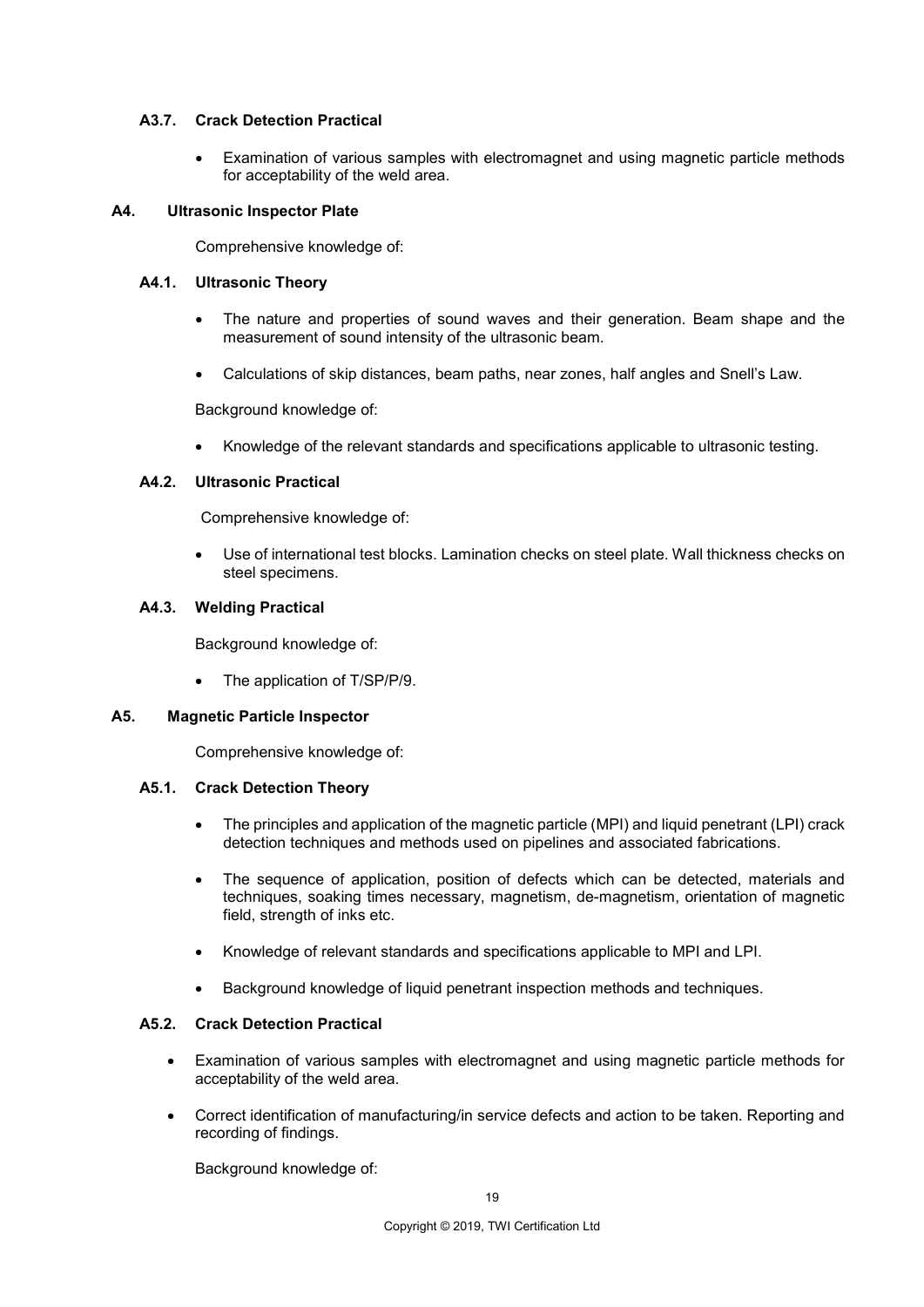### A3.7. Crack Detection Practical

- Examination of various samples with electromagnet and using magnetic particle methods for acceptability of the weld area.

## A4. Ultrasonic Inspector Plate

Comprehensive knowledge of:

### A4.1. Ultrasonic Theory

- The nature and properties of sound waves and their generation. Beam shape and the measurement of sound intensity of the ultrasonic beam.
- Calculations of skip distances, beam paths, near zones, half angles and Snell's Law.

Background knowledge of:

- Knowledge of the relevant standards and specifications applicable to ultrasonic testing.

### A4.2. Ultrasonic Practical

Comprehensive knowledge of:

- Use of international test blocks. Lamination checks on steel plate. Wall thickness checks on steel specimens.

### A4.3. Welding Practical

Background knowledge of:

- The application of T/SP/P/9.

## A5. Magnetic Particle Inspector

Comprehensive knowledge of:

### A5.1. Crack Detection Theory

- The principles and application of the magnetic particle (MPI) and liquid penetrant (LPI) crack detection techniques and methods used on pipelines and associated fabrications.
- The sequence of application, position of defects which can be detected, materials and techniques, soaking times necessary, magnetism, de-magnetism, orientation of magnetic field, strength of inks etc.
- Knowledge of relevant standards and specifications applicable to MPI and LPI.
- Background knowledge of liquid penetrant inspection methods and techniques.

### A5.2. Crack Detection Practical

- Examination of various samples with electromagnet and using magnetic particle methods for acceptability of the weld area.
- Correct identification of manufacturing/in service defects and action to be taken. Reporting and recording of findings.

Background knowledge of: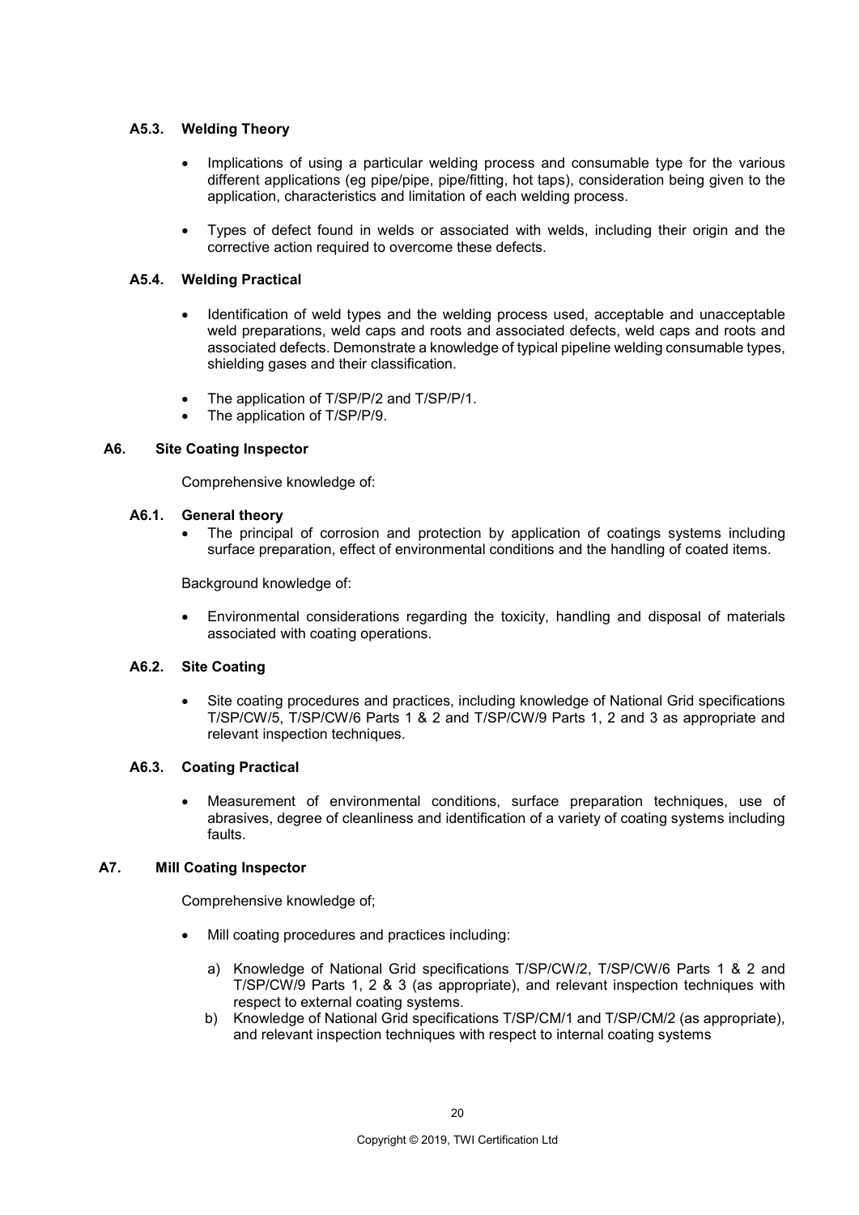### A5.3. Welding Theory

- Implications of using a particular welding process and consumable type for the various different applications (eg pipe/pipe, pipe/fitting, hot taps), consideration being given to the application, characteristics and limitation of each welding process.
- Types of defect found in welds or associated with welds, including their origin and the corrective action required to overcome these defects.

### A5.4. Welding Practical

- Identification of weld types and the welding process used, acceptable and unacceptable weld preparations, weld caps and roots and associated defects, weld caps and roots and associated defects. Demonstrate a knowledge of typical pipeline welding consumable types, shielding gases and their classification.
- The application of T/SP/P/2 and T/SP/P/1.
- The application of T/SP/P/9.

## A6. Site Coating Inspector

Comprehensive knowledge of:

### A6.1. General theory

- The principal of corrosion and protection by application of coatings systems including surface preparation, effect of environmental conditions and the handling of coated items.

Background knowledge of:

- Environmental considerations regarding the toxicity, handling and disposal of materials associated with coating operations.

### A6.2. Site Coating

- Site coating procedures and practices, including knowledge of National Grid specifications T/SP/CW/5, T/SP/CW/6 Parts 1 & 2 and T/SP/CW/9 Parts 1, 2 and 3 as appropriate and relevant inspection techniques.

### A6.3. Coating Practical

- Measurement of environmental conditions, surface preparation techniques, use of abrasives, degree of cleanliness and identification of a variety of coating systems including faults.

## A7. Mill Coating Inspector

Comprehensive knowledge of;

- Mill coating procedures and practices including:
  a) Knowledge of National Grid specifications T/SP/CW/2, T/SP/CW/6 Parts 1 & 2 and T/SP/CW/9 Parts 1, 2 & 3 (as appropriate), and relevant inspection techniques with respect to external coating systems.
  b) Knowledge of National Grid specifications T/SP/CM/1 and T/SP/CM/2 (as appropriate), and relevant inspection techniques with respect to internal coating systems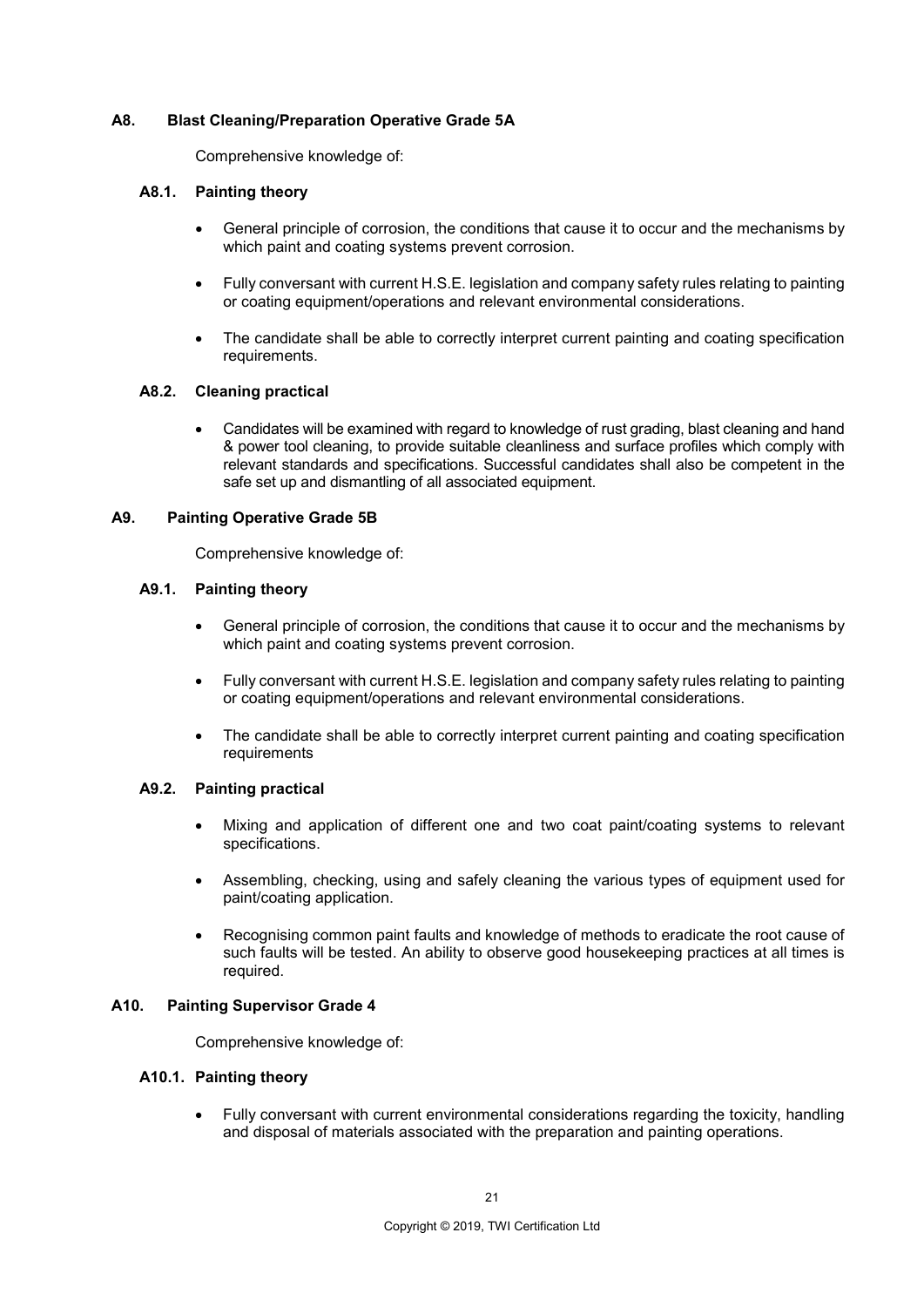## A8. Blast Cleaning/Preparation Operative Grade 5A

Comprehensive knowledge of:

### A8.1. Painting theory

- General principle of corrosion, the conditions that cause it to occur and the mechanisms by which paint and coating systems prevent corrosion.
- Fully conversant with current H.S.E. legislation and company safety rules relating to painting or coating equipment/operations and relevant environmental considerations.
- The candidate shall be able to correctly interpret current painting and coating specification requirements.

### A8.2. Cleaning practical

- Candidates will be examined with regard to knowledge of rust grading, blast cleaning and hand & power tool cleaning, to provide suitable cleanliness and surface profiles which comply with relevant standards and specifications. Successful candidates shall also be competent in the safe set up and dismantling of all associated equipment.

## A9. Painting Operative Grade 5B

Comprehensive knowledge of:

### A9.1. Painting theory

- General principle of corrosion, the conditions that cause it to occur and the mechanisms by which paint and coating systems prevent corrosion.
- Fully conversant with current H.S.E. legislation and company safety rules relating to painting or coating equipment/operations and relevant environmental considerations.
- The candidate shall be able to correctly interpret current painting and coating specification requirements

### A9.2. Painting practical

- Mixing and application of different one and two coat paint/coating systems to relevant specifications.
- Assembling, checking, using and safely cleaning the various types of equipment used for paint/coating application.
- Recognising common paint faults and knowledge of methods to eradicate the root cause of such faults will be tested. An ability to observe good housekeeping practices at all times is required.

## A10. Painting Supervisor Grade 4

Comprehensive knowledge of:

### A10.1. Painting theory

- Fully conversant with current environmental considerations regarding the toxicity, handling and disposal of materials associated with the preparation and painting operations.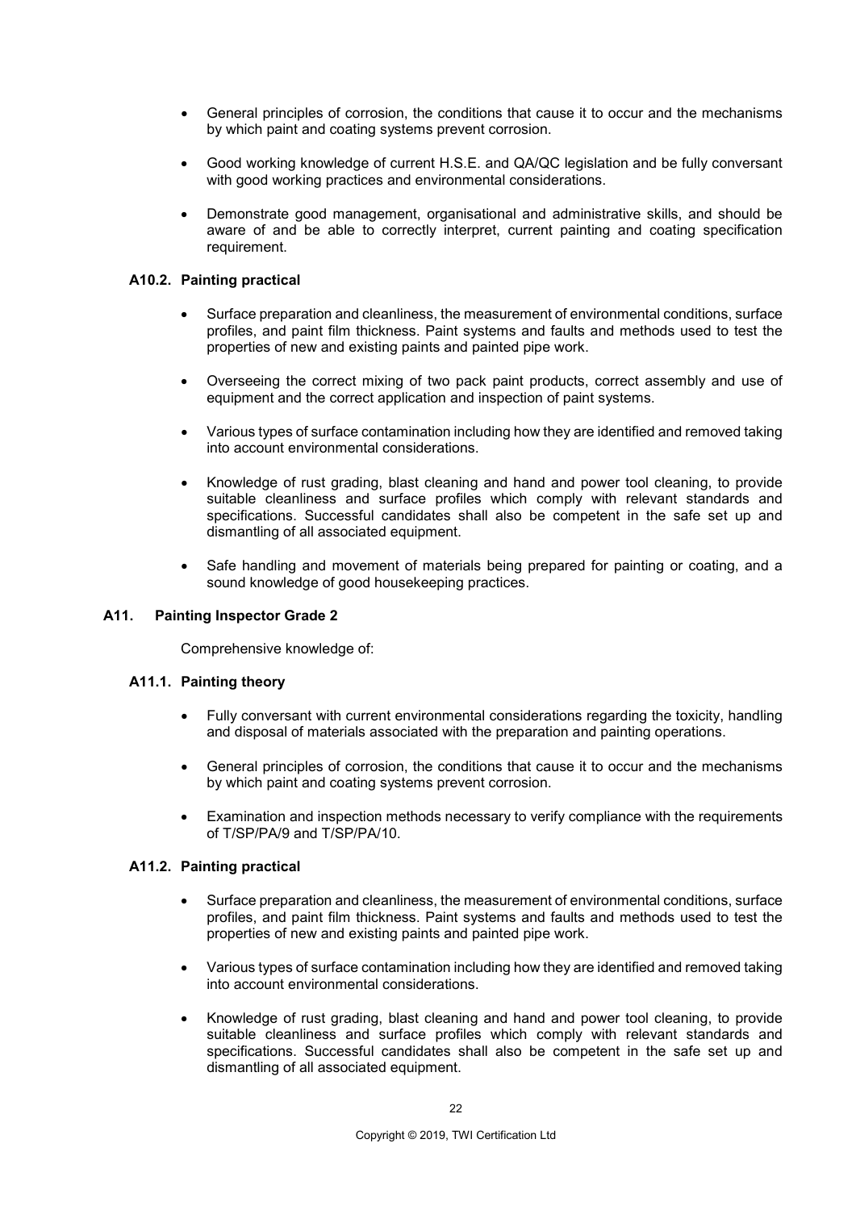- General principles of corrosion, the conditions that cause it to occur and the mechanisms by which paint and coating systems prevent corrosion.
- Good working knowledge of current H.S.E. and QA/QC legislation and be fully conversant with good working practices and environmental considerations.
- Demonstrate good management, organisational and administrative skills, and should be aware of and be able to correctly interpret, current painting and coating specification requirement.

### A10.2. Painting practical

- Surface preparation and cleanliness, the measurement of environmental conditions, surface profiles, and paint film thickness. Paint systems and faults and methods used to test the properties of new and existing paints and painted pipe work.
- Overseeing the correct mixing of two pack paint products, correct assembly and use of equipment and the correct application and inspection of paint systems.
- Various types of surface contamination including how they are identified and removed taking into account environmental considerations.
- Knowledge of rust grading, blast cleaning and hand and power tool cleaning, to provide suitable cleanliness and surface profiles which comply with relevant standards and specifications. Successful candidates shall also be competent in the safe set up and dismantling of all associated equipment.
- Safe handling and movement of materials being prepared for painting or coating, and a sound knowledge of good housekeeping practices.

## A11. Painting Inspector Grade 2

Comprehensive knowledge of:

### A11.1. Painting theory

- Fully conversant with current environmental considerations regarding the toxicity, handling and disposal of materials associated with the preparation and painting operations.
- General principles of corrosion, the conditions that cause it to occur and the mechanisms by which paint and coating systems prevent corrosion.
- Examination and inspection methods necessary to verify compliance with the requirements of T/SP/PA/9 and T/SP/PA/10.

### A11.2. Painting practical

- Surface preparation and cleanliness, the measurement of environmental conditions, surface profiles, and paint film thickness. Paint systems and faults and methods used to test the properties of new and existing paints and painted pipe work.
- Various types of surface contamination including how they are identified and removed taking into account environmental considerations.
- Knowledge of rust grading, blast cleaning and hand and power tool cleaning, to provide suitable cleanliness and surface profiles which comply with relevant standards and specifications. Successful candidates shall also be competent in the safe set up and dismantling of all associated equipment.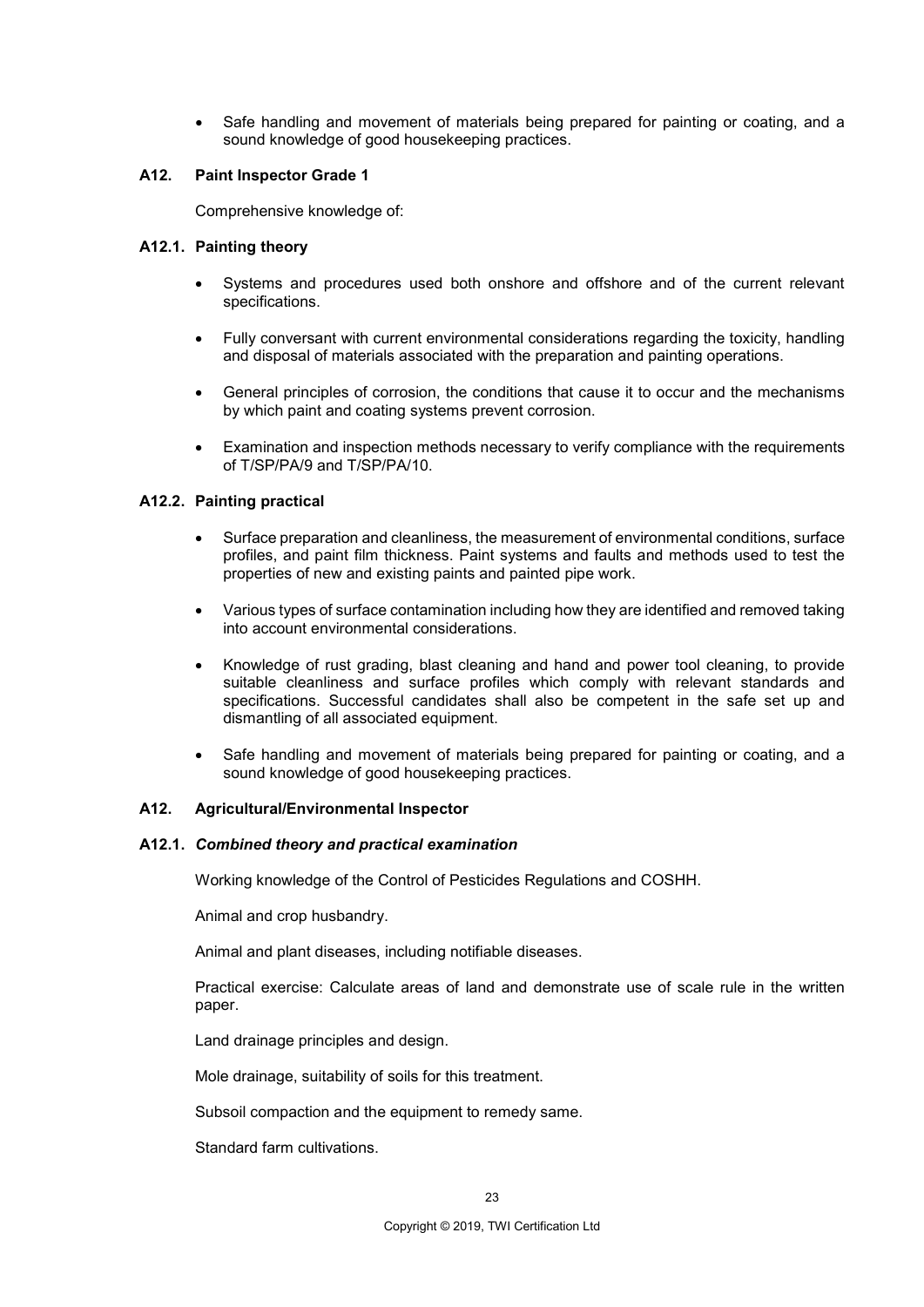- Safe handling and movement of materials being prepared for painting or coating, and a sound knowledge of good housekeeping practices.

### A12. Paint Inspector Grade 1

Comprehensive knowledge of:

#### A12.1. Painting theory

- Systems and procedures used both onshore and offshore and of the current relevant specifications.
- Fully conversant with current environmental considerations regarding the toxicity, handling and disposal of materials associated with the preparation and painting operations.
- General principles of corrosion, the conditions that cause it to occur and the mechanisms by which paint and coating systems prevent corrosion.
- Examination and inspection methods necessary to verify compliance with the requirements of T/SP/PA/9 and T/SP/PA/10.

#### A12.2. Painting practical

- Surface preparation and cleanliness, the measurement of environmental conditions, surface profiles, and paint film thickness. Paint systems and faults and methods used to test the properties of new and existing paints and painted pipe work.
- Various types of surface contamination including how they are identified and removed taking into account environmental considerations.
- Knowledge of rust grading, blast cleaning and hand and power tool cleaning, to provide suitable cleanliness and surface profiles which comply with relevant standards and specifications. Successful candidates shall also be competent in the safe set up and dismantling of all associated equipment.
- Safe handling and movement of materials being prepared for painting or coating, and a sound knowledge of good housekeeping practices.

### A12. Agricultural/Environmental Inspector

#### A12.1. *Combined theory and practical examination*

Working knowledge of the Control of Pesticides Regulations and COSHH.

Animal and crop husbandry.

Animal and plant diseases, including notifiable diseases.

Practical exercise: Calculate areas of land and demonstrate use of scale rule in the written paper.

Land drainage principles and design.

Mole drainage, suitability of soils for this treatment.

Subsoil compaction and the equipment to remedy same.

Standard farm cultivations.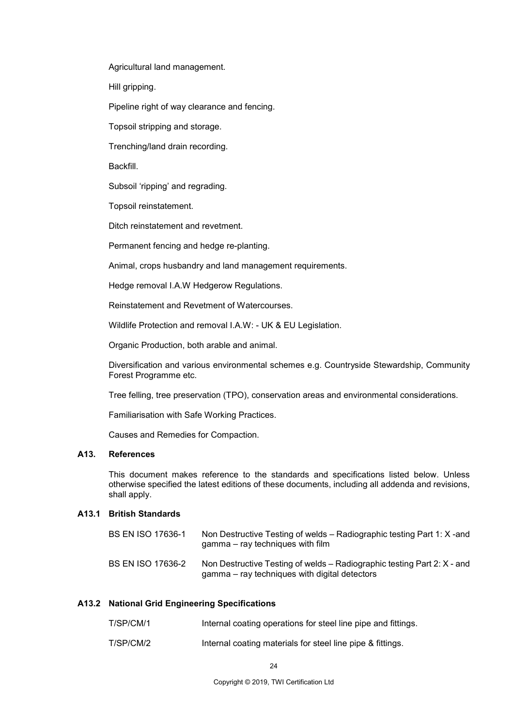Agricultural land management.

Hill gripping.

Pipeline right of way clearance and fencing.

Topsoil stripping and storage.

Trenching/land drain recording.

Backfill.

Subsoil 'ripping' and regrading.

Topsoil reinstatement.

Ditch reinstatement and revetment.

Permanent fencing and hedge re-planting.

Animal, crops husbandry and land management requirements.

Hedge removal I.A.W Hedgerow Regulations.

Reinstatement and Revetment of Watercourses.

Wildlife Protection and removal I.A.W: - UK & EU Legislation.

Organic Production, both arable and animal.

Diversification and various environmental schemes e.g. Countryside Stewardship, Community Forest Programme etc.

Tree felling, tree preservation (TPO), conservation areas and environmental considerations.

Familiarisation with Safe Working Practices.

Causes and Remedies for Compaction.

## A13. References

This document makes reference to the standards and specifications listed below. Unless otherwise specified the latest editions of these documents, including all addenda and revisions, shall apply.

### A13.1 British Standards

| | |
|---|---|
| BS EN ISO 17636-1 | Non Destructive Testing of welds – Radiographic testing Part 1: X -and gamma – ray techniques with film |
| BS EN ISO 17636-2 | Non Destructive Testing of welds – Radiographic testing Part 2: X - and gamma – ray techniques with digital detectors |

### A13.2 National Grid Engineering Specifications

| | |
|---|---|
| T/SP/CM/1 | Internal coating operations for steel line pipe and fittings. |
| T/SP/CM/2 | Internal coating materials for steel line pipe & fittings. |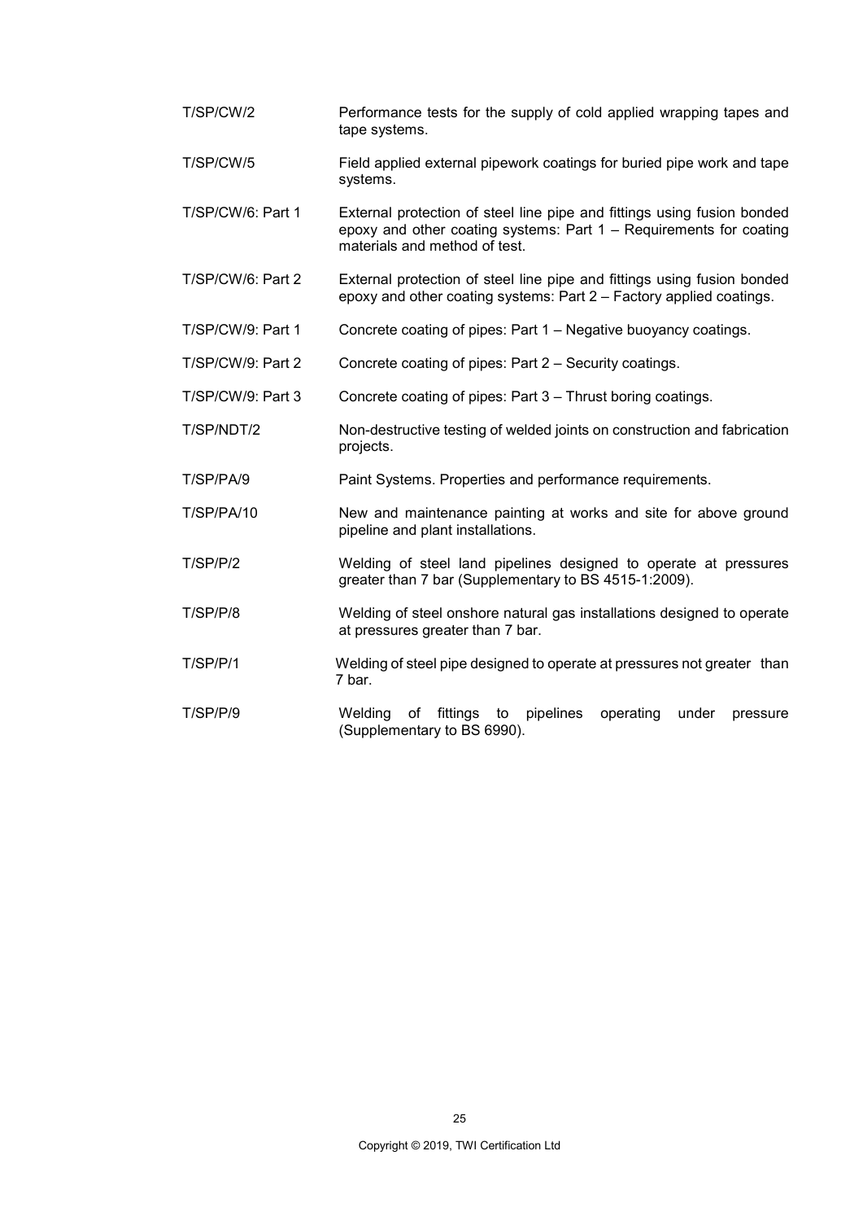| | |
|---|---|
| T/SP/CW/2 | Performance tests for the supply of cold applied wrapping tapes and tape systems. |
| T/SP/CW/5 | Field applied external pipework coatings for buried pipe work and tape systems. |
| T/SP/CW/6: Part 1 | External protection of steel line pipe and fittings using fusion bonded epoxy and other coating systems: Part 1 – Requirements for coating materials and method of test. |
| T/SP/CW/6: Part 2 | External protection of steel line pipe and fittings using fusion bonded epoxy and other coating systems: Part 2 – Factory applied coatings. |
| T/SP/CW/9: Part 1 | Concrete coating of pipes: Part 1 – Negative buoyancy coatings. |
| T/SP/CW/9: Part 2 | Concrete coating of pipes: Part 2 – Security coatings. |
| T/SP/CW/9: Part 3 | Concrete coating of pipes: Part 3 – Thrust boring coatings. |
| T/SP/NDT/2 | Non-destructive testing of welded joints on construction and fabrication projects. |
| T/SP/PA/9 | Paint Systems. Properties and performance requirements. |
| T/SP/PA/10 | New and maintenance painting at works and site for above ground pipeline and plant installations. |
| T/SP/P/2 | Welding of steel land pipelines designed to operate at pressures greater than 7 bar (Supplementary to BS 4515-1:2009). |
| T/SP/P/8 | Welding of steel onshore natural gas installations designed to operate at pressures greater than 7 bar. |
| T/SP/P/1 | Welding of steel pipe designed to operate at pressures not greater than 7 bar. |
| T/SP/P/9 | Welding of fittings to pipelines operating under pressure (Supplementary to BS 6990). |

Copyright © 2019, TWI Certification Ltd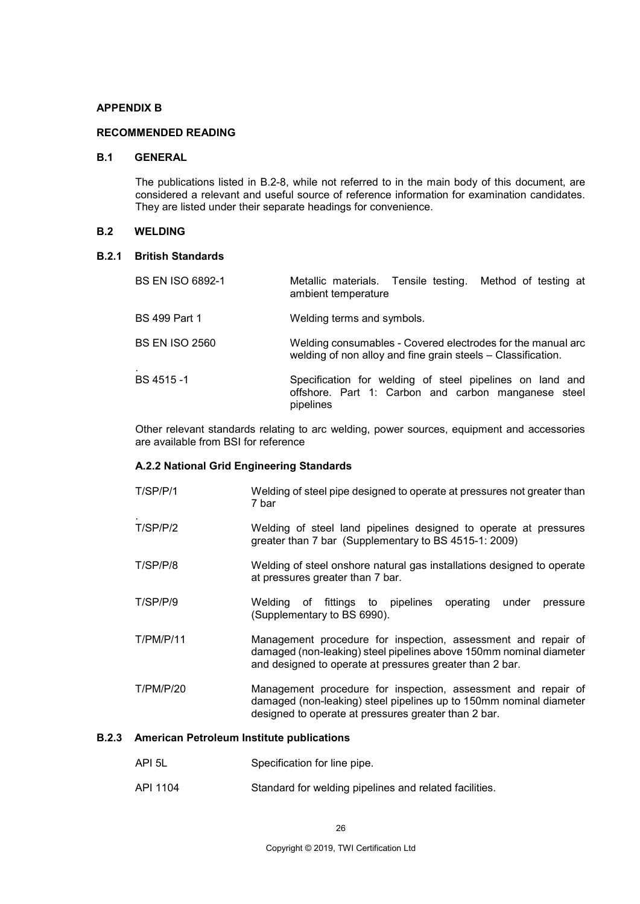## APPENDIX B

## RECOMMENDED READING

### B.1 GENERAL

The publications listed in B.2-8, while not referred to in the main body of this document, are considered a relevant and useful source of reference information for examination candidates. They are listed under their separate headings for convenience.

### B.2 WELDING

#### B.2.1 British Standards

| | |
|---|---|
| BS EN ISO 6892-1 | Metallic materials. Tensile testing. Method of testing at ambient temperature |
| BS 499 Part 1 | Welding terms and symbols. |
| BS EN ISO 2560 | Welding consumables - Covered electrodes for the manual arc welding of non alloy and fine grain steels – Classification. |
| BS 4515 -1 | Specification for welding of steel pipelines on land and offshore. Part 1: Carbon and carbon manganese steel pipelines |

Other relevant standards relating to arc welding, power sources, equipment and accessories are available from BSI for reference

#### A.2.2 National Grid Engineering Standards

| | |
|---|---|
| T/SP/P/1 | Welding of steel pipe designed to operate at pressures not greater than 7 bar |
| T/SP/P/2 | Welding of steel land pipelines designed to operate at pressures greater than 7 bar (Supplementary to BS 4515-1: 2009) |
| T/SP/P/8 | Welding of steel onshore natural gas installations designed to operate at pressures greater than 7 bar. |
| T/SP/P/9 | Welding of fittings to pipelines operating under pressure (Supplementary to BS 6990). |
| T/PM/P/11 | Management procedure for inspection, assessment and repair of damaged (non-leaking) steel pipelines above 150mm nominal diameter and designed to operate at pressures greater than 2 bar. |
| T/PM/P/20 | Management procedure for inspection, assessment and repair of damaged (non-leaking) steel pipelines up to 150mm nominal diameter designed to operate at pressures greater than 2 bar. |

#### B.2.3 American Petroleum Institute publications

| | |
|---|---|
| API 5L | Specification for line pipe. |
| API 1104 | Standard for welding pipelines and related facilities. |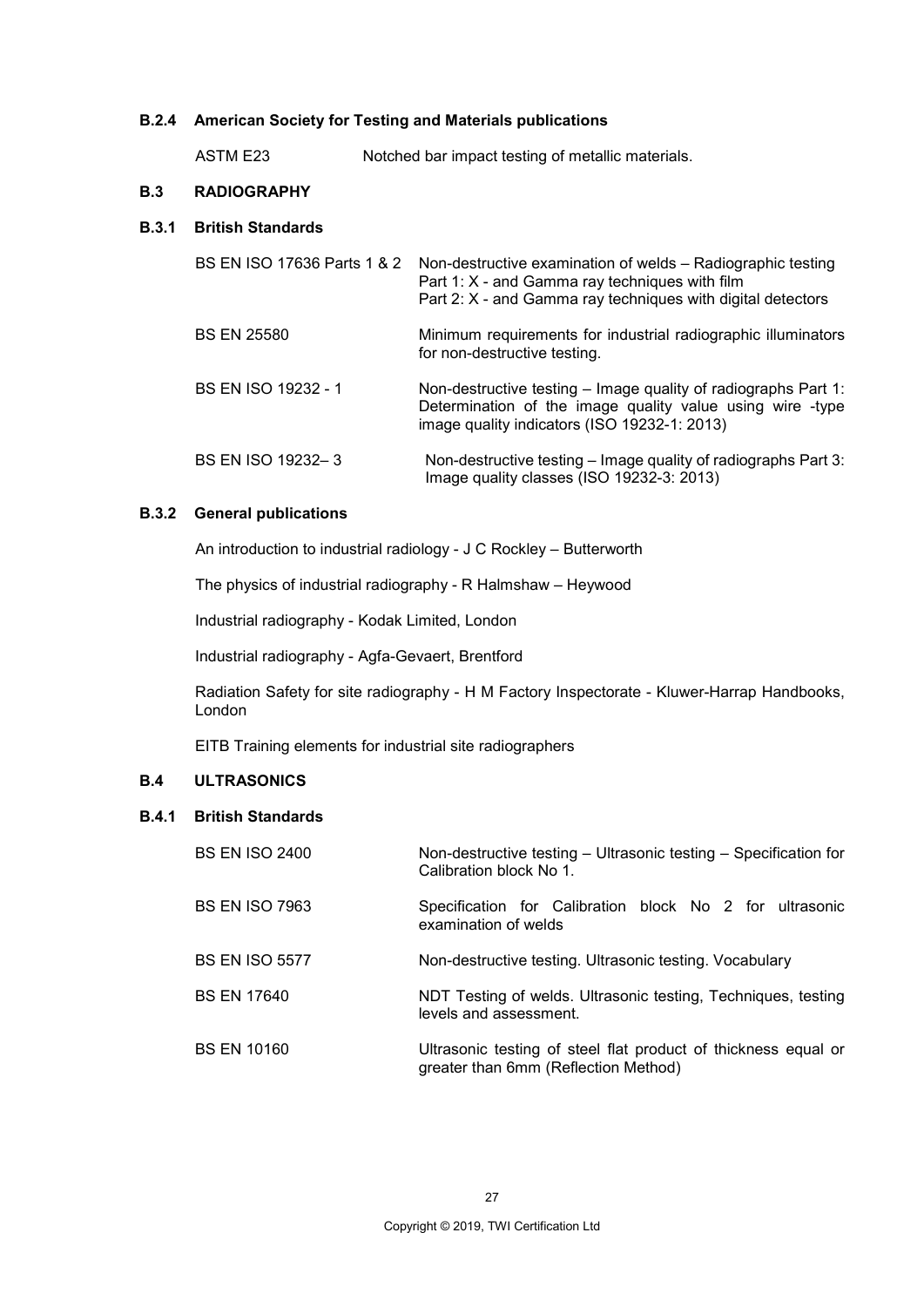### B.2.4 American Society for Testing and Materials publications

| | |
|---|---|
| ASTM E23 | Notched bar impact testing of metallic materials. |

## B.3 RADIOGRAPHY

### B.3.1 British Standards

| | |
|---|---|
| BS EN ISO 17636 Parts 1 & 2 | Non-destructive examination of welds – Radiographic testing<br>Part 1: X - and Gamma ray techniques with film<br>Part 2: X - and Gamma ray techniques with digital detectors |
| BS EN 25580 | Minimum requirements for industrial radiographic illuminators for non-destructive testing. |
| BS EN ISO 19232 - 1 | Non-destructive testing – Image quality of radiographs Part 1: Determination of the image quality value using wire -type image quality indicators (ISO 19232-1: 2013) |
| BS EN ISO 19232– 3 | Non-destructive testing – Image quality of radiographs Part 3: Image quality classes (ISO 19232-3: 2013) |

### B.3.2 General publications

An introduction to industrial radiology - J C Rockley – Butterworth

The physics of industrial radiography - R Halmshaw – Heywood

Industrial radiography - Kodak Limited, London

Industrial radiography - Agfa-Gevaert, Brentford

Radiation Safety for site radiography - H M Factory Inspectorate - Kluwer-Harrap Handbooks, London

EITB Training elements for industrial site radiographers

## B.4 ULTRASONICS

### B.4.1 British Standards

| | |
|---|---|
| BS EN ISO 2400 | Non-destructive testing – Ultrasonic testing – Specification for Calibration block No 1. |
| BS EN ISO 7963 | Specification for Calibration block No 2 for ultrasonic examination of welds |
| BS EN ISO 5577 | Non-destructive testing. Ultrasonic testing. Vocabulary |
| BS EN 17640 | NDT Testing of welds. Ultrasonic testing, Techniques, testing levels and assessment. |
| BS EN 10160 | Ultrasonic testing of steel flat product of thickness equal or greater than 6mm (Reflection Method) |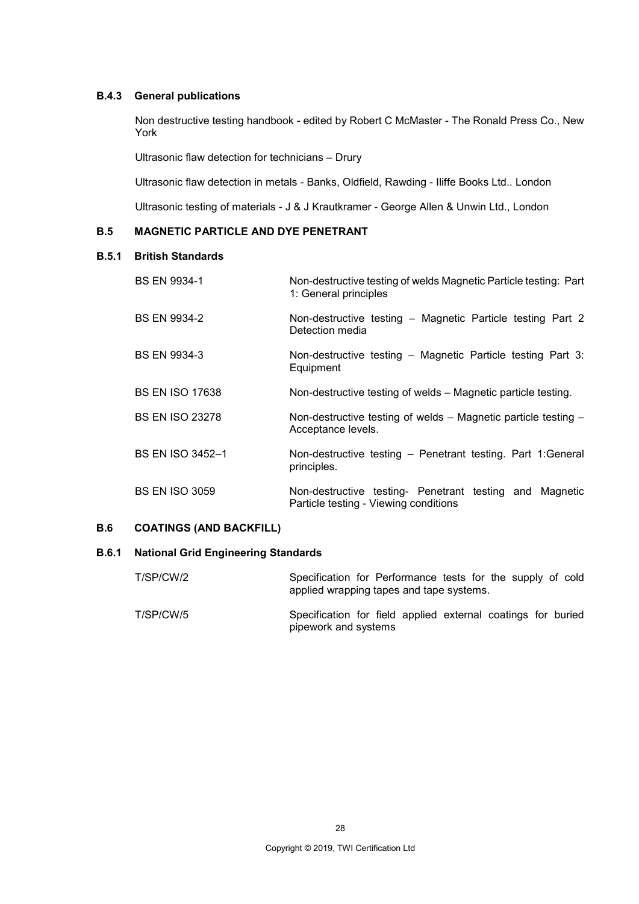### B.4.3 General publications

Non destructive testing handbook - edited by Robert C McMaster - The Ronald Press Co., New York

Ultrasonic flaw detection for technicians – Drury

Ultrasonic flaw detection in metals - Banks, Oldfield, Rawding - Iliffe Books Ltd.. London

Ultrasonic testing of materials - J & J Krautkramer - George Allen & Unwin Ltd., London

## B.5 MAGNETIC PARTICLE AND DYE PENETRANT

### B.5.1 British Standards

| | |
|---|---|
| BS EN 9934-1 | Non-destructive testing of welds Magnetic Particle testing: Part 1: General principles |
| BS EN 9934-2 | Non-destructive testing – Magnetic Particle testing Part 2 Detection media |
| BS EN 9934-3 | Non-destructive testing – Magnetic Particle testing Part 3: Equipment |
| BS EN ISO 17638 | Non-destructive testing of welds – Magnetic particle testing. |
| BS EN ISO 23278 | Non-destructive testing of welds – Magnetic particle testing – Acceptance levels. |
| BS EN ISO 3452–1 | Non-destructive testing – Penetrant testing. Part 1:General principles. |
| BS EN ISO 3059 | Non-destructive testing- Penetrant testing and Magnetic Particle testing - Viewing conditions |

## B.6 COATINGS (AND BACKFILL)

### B.6.1 National Grid Engineering Standards

| | |
|---|---|
| T/SP/CW/2 | Specification for Performance tests for the supply of cold applied wrapping tapes and tape systems. |
| T/SP/CW/5 | Specification for field applied external coatings for buried pipework and systems |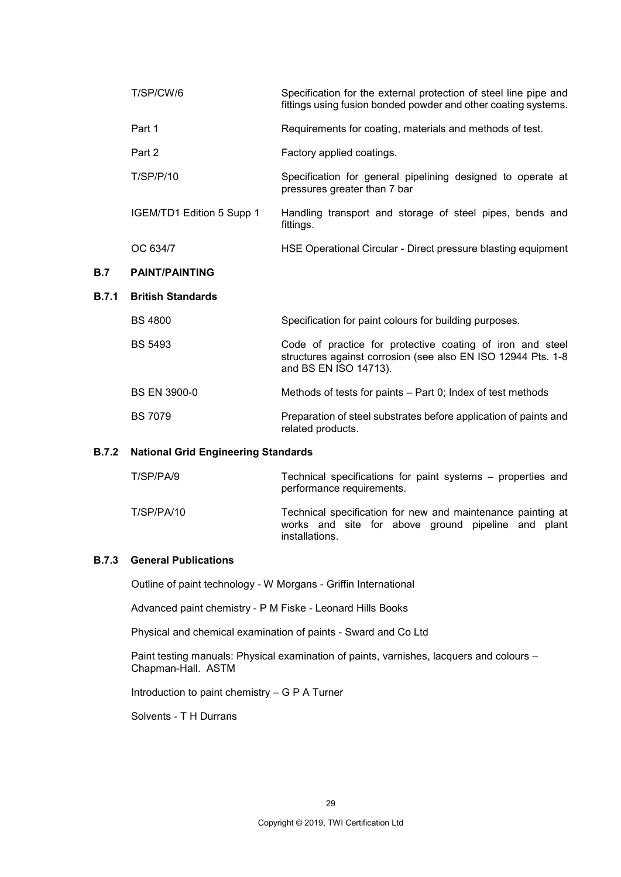| | |
|---|---|
| T/SP/CW/6 | Specification for the external protection of steel line pipe and fittings using fusion bonded powder and other coating systems. |
| Part 1 | Requirements for coating, materials and methods of test. |
| Part 2 | Factory applied coatings. |
| T/SP/P/10 | Specification for general pipelining designed to operate at pressures greater than 7 bar |
| IGEM/TD1 Edition 5 Supp 1 | Handling transport and storage of steel pipes, bends and fittings. |
| OC 634/7 | HSE Operational Circular - Direct pressure blasting equipment |

## B.7 PAINT/PAINTING

### B.7.1 British Standards

| | |
|---|---|
| BS 4800 | Specification for paint colours for building purposes. |
| BS 5493 | Code of practice for protective coating of iron and steel structures against corrosion (see also EN ISO 12944 Pts. 1-8 and BS EN ISO 14713). |
| BS EN 3900-0 | Methods of tests for paints – Part 0; Index of test methods |
| BS 7079 | Preparation of steel substrates before application of paints and related products. |

### B.7.2 National Grid Engineering Standards

| | |
|---|---|
| T/SP/PA/9 | Technical specifications for paint systems – properties and performance requirements. |
| T/SP/PA/10 | Technical specification for new and maintenance painting at works and site for above ground pipeline and plant installations. |

### B.7.3 General Publications

Outline of paint technology - W Morgans - Griffin International

Advanced paint chemistry - P M Fiske - Leonard Hills Books

Physical and chemical examination of paints - Sward and Co Ltd

Paint testing manuals: Physical examination of paints, varnishes, lacquers and colours – Chapman-Hall. ASTM

Introduction to paint chemistry – G P A Turner

Solvents - T H Durrans

Copyright © 2019, TWI Certification Ltd